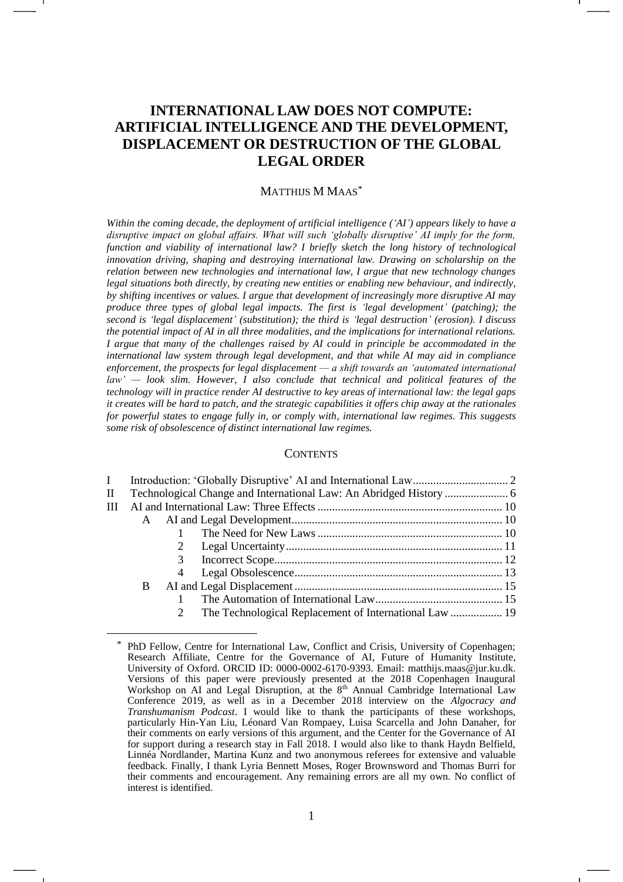# INTERNATIONAL LAW DOES NOT COMPUTE: ARTIFICIAL INTELLIGENCE AND THE DEVELOPMENT, DISPLACEMENT OR DESTRUCTION OF THE GLOBAL LEGAL ORDER

MATTHIJS M MAAS*

*Within the coming decade, the deployment of artificial intelligence ('AI') appears likely to have a disruptive impact on global affairs. What will such 'globally disruptive' AI imply for the form, function and viability of international law? I briefly sketch the long history of technological innovation driving, shaping and destroying international law. Drawing on scholarship on the relation between new technologies and international law, I argue that new technology changes legal situations both directly, by creating new entities or enabling new behaviour, and indirectly, by shifting incentives or values. I argue that development of increasingly more disruptive AI may produce three types of global legal impacts. The first is 'legal development' (patching); the second is 'legal displacement' (substitution); the third is 'legal destruction' (erosion). I discuss the potential impact of AI in all three modalities, and the implications for international relations. I argue that many of the challenges raised by AI could in principle be accommodated in the international law system through legal development, and that while AI may aid in compliance enforcement, the prospects for legal displacement — a shift towards an 'automated international law' — look slim. However, I also conclude that technical and political features of the technology will in practice render AI destructive to key areas of international law: the legal gaps it creates will be hard to patch, and the strategic capabilities it offers chip away at the rationales for powerful states to engage fully in, or comply with, international law regimes. This suggests some risk of obsolescence of distinct international law regimes.*

## CONTENTS

- I Introduction: 'Globally Disruptive' AI and International Law ..... 2
- II Technological Change and International Law: An Abridged History ..... 6
- III AI and International Law: Three Effects ..... 10
  - A AI and Legal Development ..... 10
    - 1 The Need for New Laws ..... 10
    - 2 Legal Uncertainty ..... 11
    - 3 Incorrect Scope ..... 12
    - 4 Legal Obsolescence ..... 13
  - B AI and Legal Displacement ..... 15
    - 1 The Automation of International Law ..... 15
    - 2 The Technological Replacement of International Law ..... 19

---

\* PhD Fellow, Centre for International Law, Conflict and Crisis, University of Copenhagen; Research Affiliate, Centre for the Governance of AI, Future of Humanity Institute, University of Oxford. ORCID ID: 0000-0002-6170-9393. Email: matthijs.maas@jur.ku.dk. Versions of this paper were previously presented at the 2018 Copenhagen Inaugural Workshop on AI and Legal Disruption, at the 8th Annual Cambridge International Law Conference 2019, as well as in a December 2018 interview on the *Algocracy and Transhumanism Podcast*. I would like to thank the participants of these workshops, particularly Hin-Yan Liu, Léonard Van Rompaey, Luisa Scarcella and John Danaher, for their comments on early versions of this argument, and the Center for the Governance of AI for support during a research stay in Fall 2018. I would also like to thank Haydn Belfield, Linnéa Nordlander, Martina Kunz and two anonymous referees for extensive and valuable feedback. Finally, I thank Lyria Bennett Moses, Roger Brownsword and Thomas Burri for their comments and encouragement. Any remaining errors are all my own. No conflict of interest is identified.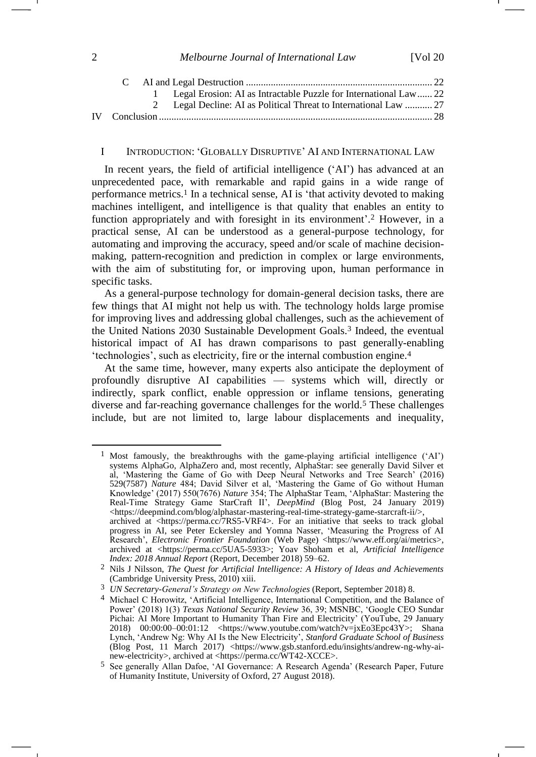C AI and Legal Destruction .......................................................................... 22

1 Legal Erosion: AI as Intractable Puzzle for International Law ...... 22

2 Legal Decline: AI as Political Threat to International Law ........... 27

IV Conclusion ............................................................................................. 28

## I INTRODUCTION: 'GLOBALLY DISRUPTIVE' AI AND INTERNATIONAL LAW

In recent years, the field of artificial intelligence ('AI') has advanced at an unprecedented pace, with remarkable and rapid gains in a wide range of performance metrics.[1] In a technical sense, AI is 'that activity devoted to making machines intelligent, and intelligence is that quality that enables an entity to function appropriately and with foresight in its environment'.[2] However, in a practical sense, AI can be understood as a general-purpose technology, for automating and improving the accuracy, speed and/or scale of machine decision-making, pattern-recognition and prediction in complex or large environments, with the aim of substituting for, or improving upon, human performance in specific tasks.

As a general-purpose technology for domain-general decision tasks, there are few things that AI might not help us with. The technology holds large promise for improving lives and addressing global challenges, such as the achievement of the United Nations 2030 Sustainable Development Goals.[3] Indeed, the eventual historical impact of AI has drawn comparisons to past generally-enabling 'technologies', such as electricity, fire or the internal combustion engine.[4]

At the same time, however, many experts also anticipate the deployment of profoundly disruptive AI capabilities — systems which will, directly or indirectly, spark conflict, enable oppression or inflame tensions, generating diverse and far-reaching governance challenges for the world.[5] These challenges include, but are not limited to, large labour displacements and inequality,

---

[1] Most famously, the breakthroughs with the game-playing artificial intelligence ('AI') systems AlphaGo, AlphaZero and, most recently, AlphaStar: see generally David Silver et al, 'Mastering the Game of Go with Deep Neural Networks and Tree Search' (2016) 529(7587) *Nature* 484; David Silver et al, 'Mastering the Game of Go without Human Knowledge' (2017) 550(7676) *Nature* 354; The AlphaStar Team, 'AlphaStar: Mastering the Real-Time Strategy Game StarCraft II', *DeepMind* (Blog Post, 24 January 2019) <https://deepmind.com/blog/alphastar-mastering-real-time-strategy-game-starcraft-ii/>, archived at <https://perma.cc/7RS5-VRF4>. For an initiative that seeks to track global progress in AI, see Peter Eckersley and Yomna Nasser, 'Measuring the Progress of AI Research', *Electronic Frontier Foundation* (Web Page) <https://www.eff.org/ai/metrics>, archived at <https://perma.cc/5UA5-5933>; Yoav Shoham et al, *Artificial Intelligence Index: 2018 Annual Report* (Report, December 2018) 59–62.

[2] Nils J Nilsson, *The Quest for Artificial Intelligence: A History of Ideas and Achievements* (Cambridge University Press, 2010) xiii.

[3] *UN Secretary-General's Strategy on New Technologies* (Report, September 2018) 8.

[4] Michael C Horowitz, 'Artificial Intelligence, International Competition, and the Balance of Power' (2018) 1(3) *Texas National Security Review* 36, 39; MSNBC, 'Google CEO Sundar Pichai: AI More Important to Humanity Than Fire and Electricity' (YouTube, 29 January 2018) 00:00:00–00:01:12 <https://www.youtube.com/watch?v=jxEo3Epc43Y>; Shana Lynch, 'Andrew Ng: Why AI Is the New Electricity', *Stanford Graduate School of Business* (Blog Post, 11 March 2017) <https://www.gsb.stanford.edu/insights/andrew-ng-why-ai-new-electricity>, archived at <https://perma.cc/WT42-XCCE>.

[5] See generally Allan Dafoe, 'AI Governance: A Research Agenda' (Research Paper, Future of Humanity Institute, University of Oxford, 27 August 2018).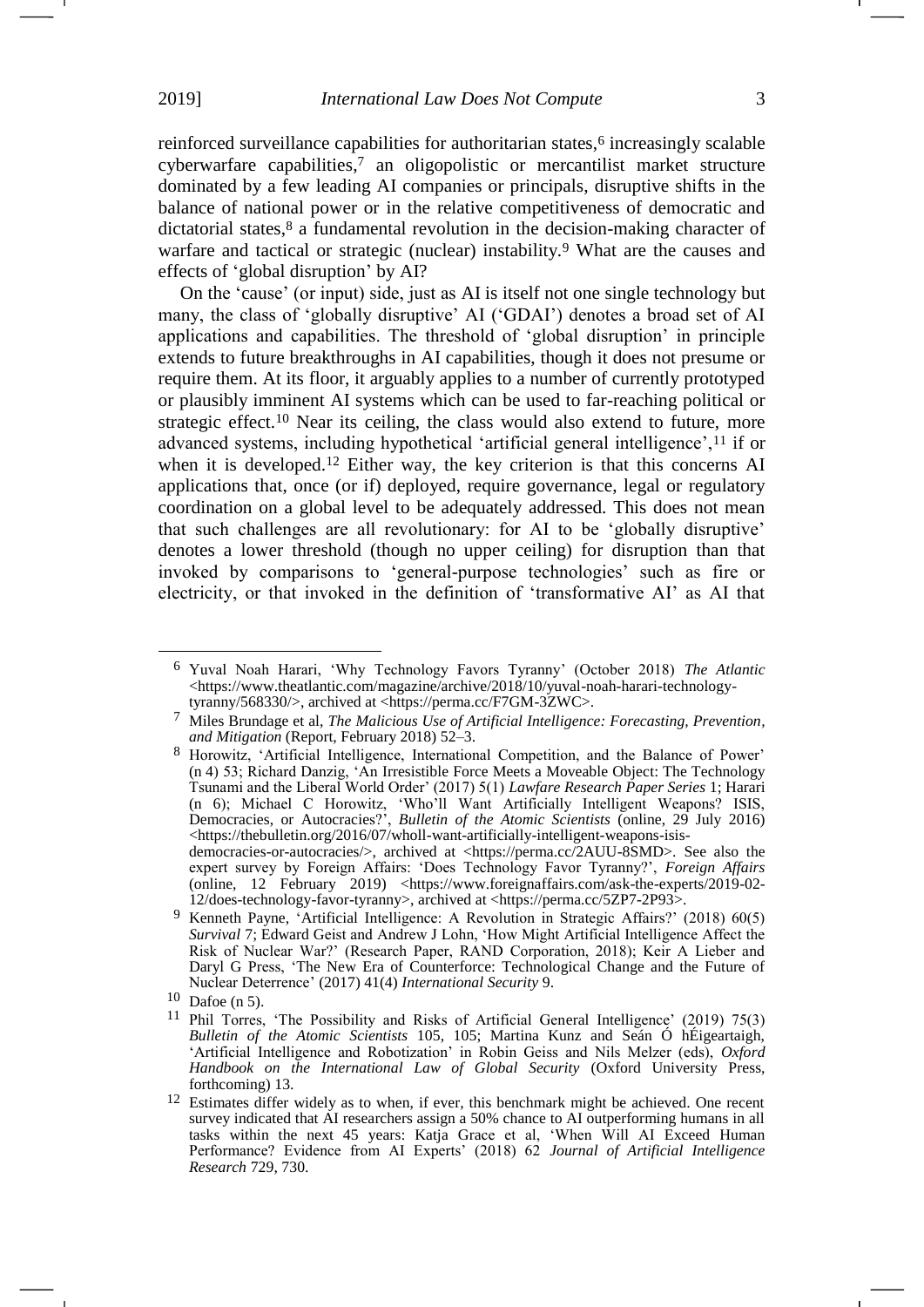reinforced surveillance capabilities for authoritarian states,[6] increasingly scalable cyberwarfare capabilities,[7] an oligopolistic or mercantilist market structure dominated by a few leading AI companies or principals, disruptive shifts in the balance of national power or in the relative competitiveness of democratic and dictatorial states,[8] a fundamental revolution in the decision-making character of warfare and tactical or strategic (nuclear) instability.[9] What are the causes and effects of 'global disruption' by AI?

On the 'cause' (or input) side, just as AI is itself not one single technology but many, the class of 'globally disruptive' AI ('GDAI') denotes a broad set of AI applications and capabilities. The threshold of 'global disruption' in principle extends to future breakthroughs in AI capabilities, though it does not presume or require them. At its floor, it arguably applies to a number of currently prototyped or plausibly imminent AI systems which can be used to far-reaching political or strategic effect.[10] Near its ceiling, the class would also extend to future, more advanced systems, including hypothetical 'artificial general intelligence',[11] if or when it is developed.[12] Either way, the key criterion is that this concerns AI applications that, once (or if) deployed, require governance, legal or regulatory coordination on a global level to be adequately addressed. This does not mean that such challenges are all revolutionary: for AI to be 'globally disruptive' denotes a lower threshold (though no upper ceiling) for disruption than that invoked by comparisons to 'general-purpose technologies' such as fire or electricity, or that invoked in the definition of 'transformative AI' as AI that

---

[6] Yuval Noah Harari, 'Why Technology Favors Tyranny' (October 2018) *The Atlantic* <https://www.theatlantic.com/magazine/archive/2018/10/yuval-noah-harari-technology-tyranny/568330/>, archived at <https://perma.cc/F7GM-3ZWC>.

[7] Miles Brundage et al, *The Malicious Use of Artificial Intelligence: Forecasting, Prevention, and Mitigation* (Report, February 2018) 52–3.

[8] Horowitz, 'Artificial Intelligence, International Competition, and the Balance of Power' (n 4) 53; Richard Danzig, 'An Irresistible Force Meets a Moveable Object: The Technology Tsunami and the Liberal World Order' (2017) 5(1) *Lawfare Research Paper Series* 1; Harari (n 6); Michael C Horowitz, 'Who'll Want Artificially Intelligent Weapons? ISIS, Democracies, or Autocracies?', *Bulletin of the Atomic Scientists* (online, 29 July 2016) <https://thebulletin.org/2016/07/wholl-want-artificially-intelligent-weapons-isis-democracies-or-autocracies/>, archived at <https://perma.cc/2AUU-8SMD>. See also the expert survey by Foreign Affairs: 'Does Technology Favor Tyranny?', *Foreign Affairs* (online, 12 February 2019) <https://www.foreignaffairs.com/ask-the-experts/2019-02-12/does-technology-favor-tyranny>, archived at <https://perma.cc/5ZP7-2P93>.

[9] Kenneth Payne, 'Artificial Intelligence: A Revolution in Strategic Affairs?' (2018) 60(5) *Survival* 7; Edward Geist and Andrew J Lohn, 'How Might Artificial Intelligence Affect the Risk of Nuclear War?' (Research Paper, RAND Corporation, 2018); Keir A Lieber and Daryl G Press, 'The New Era of Counterforce: Technological Change and the Future of Nuclear Deterrence' (2017) 41(4) *International Security* 9.

[10] Dafoe (n 5).

[11] Phil Torres, 'The Possibility and Risks of Artificial General Intelligence' (2019) 75(3) *Bulletin of the Atomic Scientists* 105, 105; Martina Kunz and Seán Ó hÉigeartaigh, 'Artificial Intelligence and Robotization' in Robin Geiss and Nils Melzer (eds), *Oxford Handbook on the International Law of Global Security* (Oxford University Press, forthcoming) 13.

[12] Estimates differ widely as to when, if ever, this benchmark might be achieved. One recent survey indicated that AI researchers assign a 50% chance to AI outperforming humans in all tasks within the next 45 years: Katja Grace et al, 'When Will AI Exceed Human Performance? Evidence from AI Experts' (2018) 62 *Journal of Artificial Intelligence Research* 729, 730.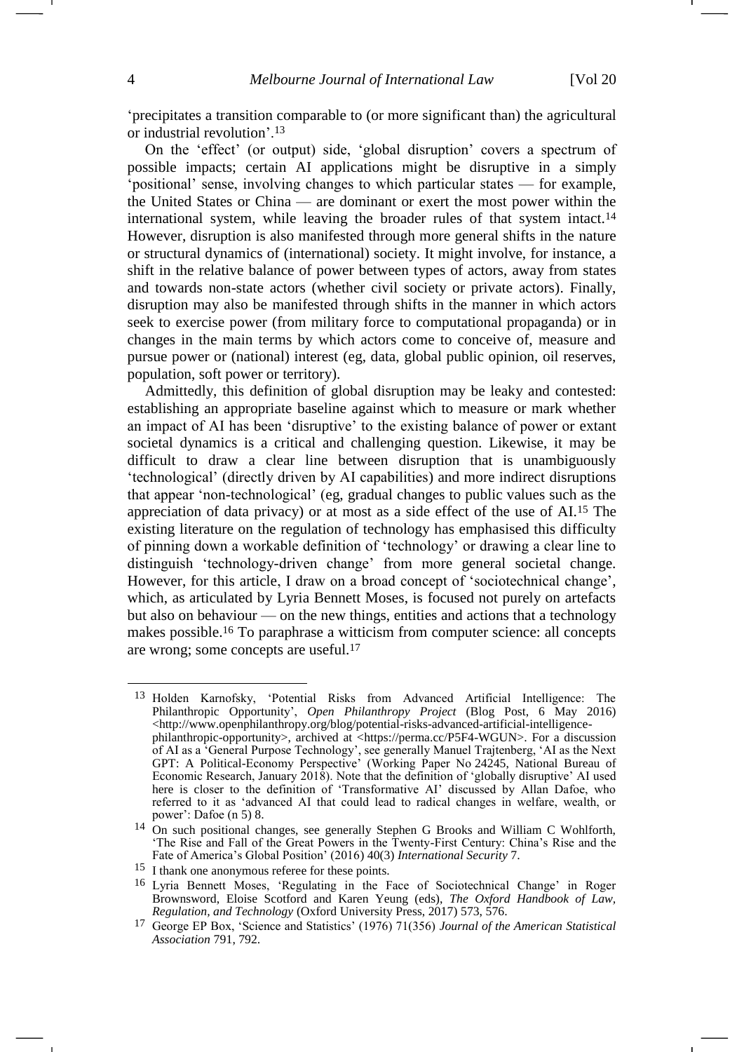'precipitates a transition comparable to (or more significant than) the agricultural or industrial revolution'.[13]

On the 'effect' (or output) side, 'global disruption' covers a spectrum of possible impacts; certain AI applications might be disruptive in a simply 'positional' sense, involving changes to which particular states — for example, the United States or China — are dominant or exert the most power within the international system, while leaving the broader rules of that system intact.[14] However, disruption is also manifested through more general shifts in the nature or structural dynamics of (international) society. It might involve, for instance, a shift in the relative balance of power between types of actors, away from states and towards non-state actors (whether civil society or private actors). Finally, disruption may also be manifested through shifts in the manner in which actors seek to exercise power (from military force to computational propaganda) or in changes in the main terms by which actors come to conceive of, measure and pursue power or (national) interest (eg, data, global public opinion, oil reserves, population, soft power or territory).

Admittedly, this definition of global disruption may be leaky and contested: establishing an appropriate baseline against which to measure or mark whether an impact of AI has been 'disruptive' to the existing balance of power or extant societal dynamics is a critical and challenging question. Likewise, it may be difficult to draw a clear line between disruption that is unambiguously 'technological' (directly driven by AI capabilities) and more indirect disruptions that appear 'non-technological' (eg, gradual changes to public values such as the appreciation of data privacy) or at most as a side effect of the use of AI.[15] The existing literature on the regulation of technology has emphasised this difficulty of pinning down a workable definition of 'technology' or drawing a clear line to distinguish 'technology-driven change' from more general societal change. However, for this article, I draw on a broad concept of 'sociotechnical change', which, as articulated by Lyria Bennett Moses, is focused not purely on artefacts but also on behaviour — on the new things, entities and actions that a technology makes possible.[16] To paraphrase a witticism from computer science: all concepts are wrong; some concepts are useful.[17]

---

[13] Holden Karnofsky, 'Potential Risks from Advanced Artificial Intelligence: The Philanthropic Opportunity', *Open Philanthropy Project* (Blog Post, 6 May 2016) <http://www.openphilanthropy.org/blog/potential-risks-advanced-artificial-intelligence-philanthropic-opportunity>, archived at <https://perma.cc/P5F4-WGUN>. For a discussion of AI as a 'General Purpose Technology', see generally Manuel Trajtenberg, 'AI as the Next GPT: A Political-Economy Perspective' (Working Paper No 24245, National Bureau of Economic Research, January 2018). Note that the definition of 'globally disruptive' AI used here is closer to the definition of 'Transformative AI' discussed by Allan Dafoe, who referred to it as 'advanced AI that could lead to radical changes in welfare, wealth, or power': Dafoe (n 5) 8.

[14] On such positional changes, see generally Stephen G Brooks and William C Wohlforth, 'The Rise and Fall of the Great Powers in the Twenty-First Century: China's Rise and the Fate of America's Global Position' (2016) 40(3) *International Security* 7.

[15] I thank one anonymous referee for these points.

[16] Lyria Bennett Moses, 'Regulating in the Face of Sociotechnical Change' in Roger Brownsword, Eloise Scotford and Karen Yeung (eds), *The Oxford Handbook of Law, Regulation, and Technology* (Oxford University Press, 2017) 573, 576.

[17] George EP Box, 'Science and Statistics' (1976) 71(356) *Journal of the American Statistical Association* 791, 792.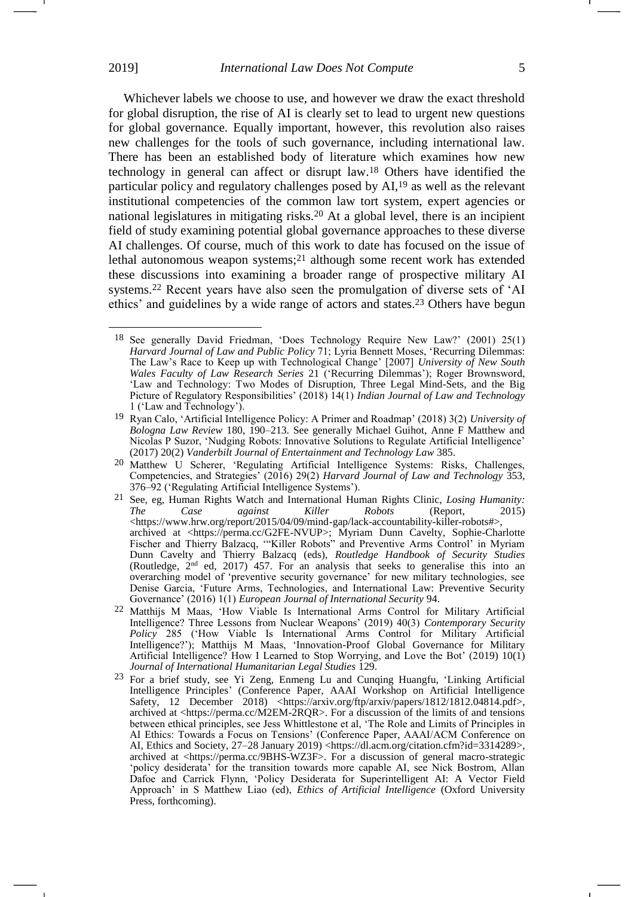Whichever labels we choose to use, and however we draw the exact threshold for global disruption, the rise of AI is clearly set to lead to urgent new questions for global governance. Equally important, however, this revolution also raises new challenges for the tools of such governance, including international law. There has been an established body of literature which examines how new technology in general can affect or disrupt law.[18] Others have identified the particular policy and regulatory challenges posed by AI,[19] as well as the relevant institutional competencies of the common law tort system, expert agencies or national legislatures in mitigating risks.[20] At a global level, there is an incipient field of study examining potential global governance approaches to these diverse AI challenges. Of course, much of this work to date has focused on the issue of lethal autonomous weapon systems;[21] although some recent work has extended these discussions into examining a broader range of prospective military AI systems.[22] Recent years have also seen the promulgation of diverse sets of 'AI ethics' and guidelines by a wide range of actors and states.[23] Others have begun

---

[18] See generally David Friedman, 'Does Technology Require New Law?' (2001) 25(1) *Harvard Journal of Law and Public Policy* 71; Lyria Bennett Moses, 'Recurring Dilemmas: The Law's Race to Keep up with Technological Change' [2007] *University of New South Wales Faculty of Law Research Series* 21 ('Recurring Dilemmas'); Roger Brownsword, 'Law and Technology: Two Modes of Disruption, Three Legal Mind-Sets, and the Big Picture of Regulatory Responsibilities' (2018) 14(1) *Indian Journal of Law and Technology* 1 ('Law and Technology').

[19] Ryan Calo, 'Artificial Intelligence Policy: A Primer and Roadmap' (2018) 3(2) *University of Bologna Law Review* 180, 190–213. See generally Michael Guihot, Anne F Matthew and Nicolas P Suzor, 'Nudging Robots: Innovative Solutions to Regulate Artificial Intelligence' (2017) 20(2) *Vanderbilt Journal of Entertainment and Technology Law* 385.

[20] Matthew U Scherer, 'Regulating Artificial Intelligence Systems: Risks, Challenges, Competencies, and Strategies' (2016) 29(2) *Harvard Journal of Law and Technology* 353, 376–92 ('Regulating Artificial Intelligence Systems').

[21] See, eg, Human Rights Watch and International Human Rights Clinic, *Losing Humanity: The Case against Killer Robots* (Report, 2015) <https://www.hrw.org/report/2015/04/09/mind-gap/lack-accountability-killer-robots#>, archived at <https://perma.cc/G2FE-NVUP>; Myriam Dunn Cavelty, Sophie-Charlotte Fischer and Thierry Balzacq, '"Killer Robots" and Preventive Arms Control' in Myriam Dunn Cavelty and Thierry Balzacq (eds), *Routledge Handbook of Security Studies* (Routledge, 2nd ed, 2017) 457. For an analysis that seeks to generalise this into an overarching model of 'preventive security governance' for new military technologies, see Denise Garcia, 'Future Arms, Technologies, and International Law: Preventive Security Governance' (2016) 1(1) *European Journal of International Security* 94.

[22] Matthijs M Maas, 'How Viable Is International Arms Control for Military Artificial Intelligence? Three Lessons from Nuclear Weapons' (2019) 40(3) *Contemporary Security Policy* 285 ('How Viable Is International Arms Control for Military Artificial Intelligence?'); Matthijs M Maas, 'Innovation-Proof Global Governance for Military Artificial Intelligence? How I Learned to Stop Worrying, and Love the Bot' (2019) 10(1) *Journal of International Humanitarian Legal Studies* 129.

[23] For a brief study, see Yi Zeng, Enmeng Lu and Cunqing Huangfu, 'Linking Artificial Intelligence Principles' (Conference Paper, AAAI Workshop on Artificial Intelligence Safety, 12 December 2018) <https://arxiv.org/ftp/arxiv/papers/1812/1812.04814.pdf>, archived at <https://perma.cc/M2EM-2RQR>. For a discussion of the limits of and tensions between ethical principles, see Jess Whittlestone et al, 'The Role and Limits of Principles in AI Ethics: Towards a Focus on Tensions' (Conference Paper, AAAI/ACM Conference on AI, Ethics and Society, 27–28 January 2019) <https://dl.acm.org/citation.cfm?id=3314289>, archived at <https://perma.cc/9BHS-WZ3F>. For a discussion of general macro-strategic 'policy desiderata' for the transition towards more capable AI, see Nick Bostrom, Allan Dafoe and Carrick Flynn, 'Policy Desiderata for Superintelligent AI: A Vector Field Approach' in S Matthew Liao (ed), *Ethics of Artificial Intelligence* (Oxford University Press, forthcoming).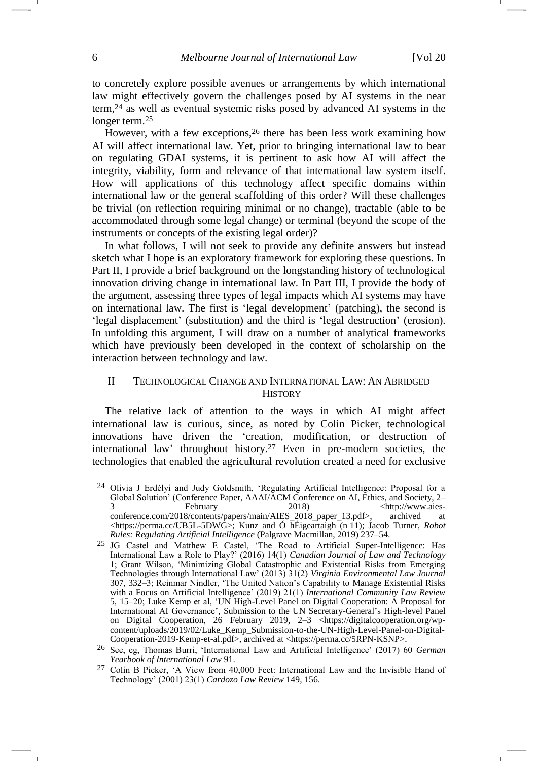to concretely explore possible avenues or arrangements by which international law might effectively govern the challenges posed by AI systems in the near term,[24] as well as eventual systemic risks posed by advanced AI systems in the longer term.[25]

However, with a few exceptions,[26] there has been less work examining how AI will affect international law. Yet, prior to bringing international law to bear on regulating GDAI systems, it is pertinent to ask how AI will affect the integrity, viability, form and relevance of that international law system itself. How will applications of this technology affect specific domains within international law or the general scaffolding of this order? Will these challenges be trivial (on reflection requiring minimal or no change), tractable (able to be accommodated through some legal change) or terminal (beyond the scope of the instruments or concepts of the existing legal order)?

In what follows, I will not seek to provide any definite answers but instead sketch what I hope is an exploratory framework for exploring these questions. In Part II, I provide a brief background on the longstanding history of technological innovation driving change in international law. In Part III, I provide the body of the argument, assessing three types of legal impacts which AI systems may have on international law. The first is 'legal development' (patching), the second is 'legal displacement' (substitution) and the third is 'legal destruction' (erosion). In unfolding this argument, I will draw on a number of analytical frameworks which have previously been developed in the context of scholarship on the interaction between technology and law.

## II TECHNOLOGICAL CHANGE AND INTERNATIONAL LAW: AN ABRIDGED HISTORY

The relative lack of attention to the ways in which AI might affect international law is curious, since, as noted by Colin Picker, technological innovations have driven the 'creation, modification, or destruction of international law' throughout history.[27] Even in pre-modern societies, the technologies that enabled the agricultural revolution created a need for exclusive

---

[24] Olivia J Erdélyi and Judy Goldsmith, 'Regulating Artificial Intelligence: Proposal for a Global Solution' (Conference Paper, AAAI/ACM Conference on AI, Ethics, and Society, 2–3 February 2018) <http://www.aies-conference.com/2018/contents/papers/main/AIES_2018_paper_13.pdf>, archived at <https://perma.cc/UB5L-5DWG>; Kunz and Ó hÉigeartaigh (n 11); Jacob Turner, *Robot Rules: Regulating Artificial Intelligence* (Palgrave Macmillan, 2019) 237–54.

[25] JG Castel and Matthew E Castel, 'The Road to Artificial Super-Intelligence: Has International Law a Role to Play?' (2016) 14(1) *Canadian Journal of Law and Technology* 1; Grant Wilson, 'Minimizing Global Catastrophic and Existential Risks from Emerging Technologies through International Law' (2013) 31(2) *Virginia Environmental Law Journal* 307, 332–3; Reinmar Nindler, 'The United Nation's Capability to Manage Existential Risks with a Focus on Artificial Intelligence' (2019) 21(1) *International Community Law Review* 5, 15–20; Luke Kemp et al, 'UN High-Level Panel on Digital Cooperation: A Proposal for International AI Governance', Submission to the UN Secretary-General's High-level Panel on Digital Cooperation, 26 February 2019, 2–3 <https://digitalcooperation.org/wp-content/uploads/2019/02/Luke_Kemp_Submission-to-the-UN-High-Level-Panel-on-Digital-Cooperation-2019-Kemp-et-al.pdf>, archived at <https://perma.cc/5RPN-KSNP>.

[26] See, eg, Thomas Burri, 'International Law and Artificial Intelligence' (2017) 60 *German Yearbook of International Law* 91.

[27] Colin B Picker, 'A View from 40,000 Feet: International Law and the Invisible Hand of Technology' (2001) 23(1) *Cardozo Law Review* 149, 156.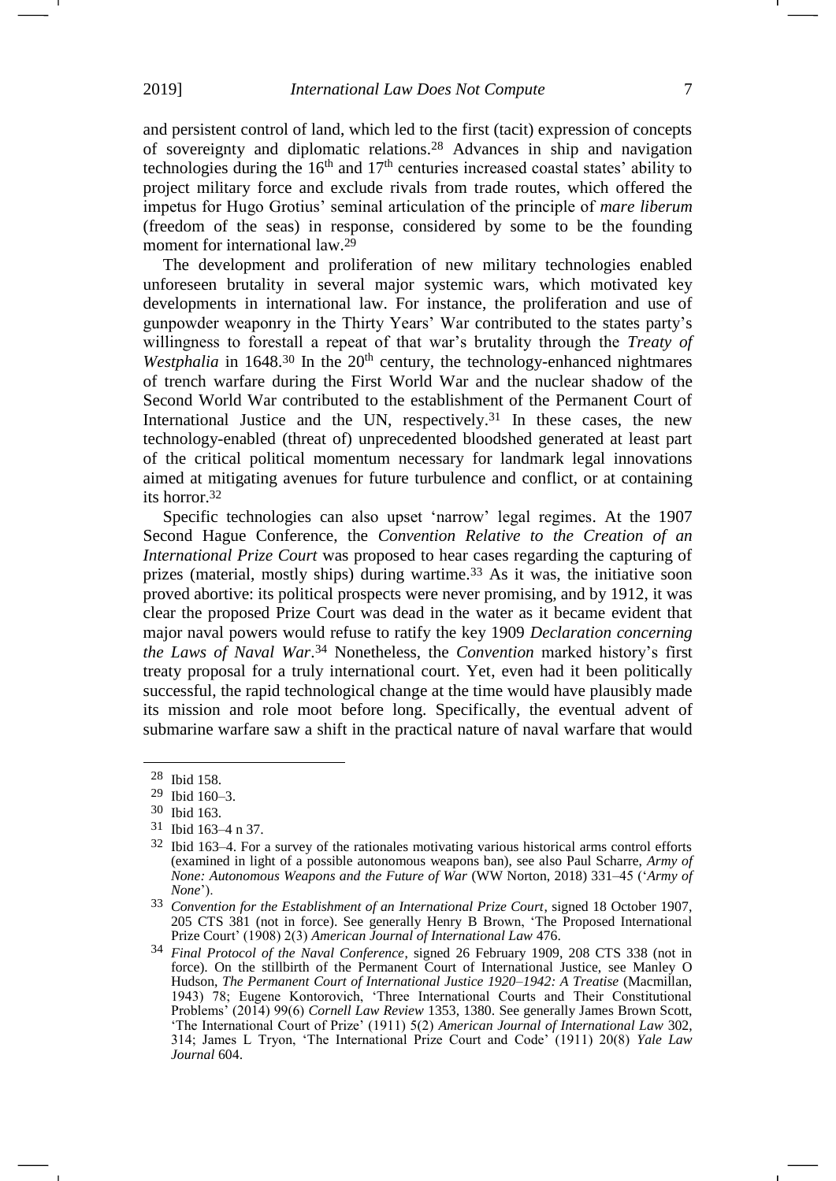and persistent control of land, which led to the first (tacit) expression of concepts of sovereignty and diplomatic relations.[28] Advances in ship and navigation technologies during the 16th and 17th centuries increased coastal states' ability to project military force and exclude rivals from trade routes, which offered the impetus for Hugo Grotius' seminal articulation of the principle of *mare liberum* (freedom of the seas) in response, considered by some to be the founding moment for international law.[29]

The development and proliferation of new military technologies enabled unforeseen brutality in several major systemic wars, which motivated key developments in international law. For instance, the proliferation and use of gunpowder weaponry in the Thirty Years' War contributed to the states party's willingness to forestall a repeat of that war's brutality through the *Treaty of Westphalia* in 1648.[30] In the 20th century, the technology-enhanced nightmares of trench warfare during the First World War and the nuclear shadow of the Second World War contributed to the establishment of the Permanent Court of International Justice and the UN, respectively.[31] In these cases, the new technology-enabled (threat of) unprecedented bloodshed generated at least part of the critical political momentum necessary for landmark legal innovations aimed at mitigating avenues for future turbulence and conflict, or at containing its horror.[32]

Specific technologies can also upset 'narrow' legal regimes. At the 1907 Second Hague Conference, the *Convention Relative to the Creation of an International Prize Court* was proposed to hear cases regarding the capturing of prizes (material, mostly ships) during wartime.[33] As it was, the initiative soon proved abortive: its political prospects were never promising, and by 1912, it was clear the proposed Prize Court was dead in the water as it became evident that major naval powers would refuse to ratify the key 1909 *Declaration concerning the Laws of Naval War*.[34] Nonetheless, the *Convention* marked history's first treaty proposal for a truly international court. Yet, even had it been politically successful, the rapid technological change at the time would have plausibly made its mission and role moot before long. Specifically, the eventual advent of submarine warfare saw a shift in the practical nature of naval warfare that would

---

[28] Ibid 158.

[29] Ibid 160–3.

[30] Ibid 163.

[31] Ibid 163–4 n 37.

[32] Ibid 163–4. For a survey of the rationales motivating various historical arms control efforts (examined in light of a possible autonomous weapons ban), see also Paul Scharre, *Army of None: Autonomous Weapons and the Future of War* (WW Norton, 2018) 331–45 ('*Army of None*').

[33] *Convention for the Establishment of an International Prize Court*, signed 18 October 1907, 205 CTS 381 (not in force). See generally Henry B Brown, 'The Proposed International Prize Court' (1908) 2(3) *American Journal of International Law* 476.

[34] *Final Protocol of the Naval Conference*, signed 26 February 1909, 208 CTS 338 (not in force). On the stillbirth of the Permanent Court of International Justice, see Manley O Hudson, *The Permanent Court of International Justice 1920–1942: A Treatise* (Macmillan, 1943) 78; Eugene Kontorovich, 'Three International Courts and Their Constitutional Problems' (2014) 99(6) *Cornell Law Review* 1353, 1380. See generally James Brown Scott, 'The International Court of Prize' (1911) 5(2) *American Journal of International Law* 302, 314; James L Tryon, 'The International Prize Court and Code' (1911) 20(8) *Yale Law Journal* 604.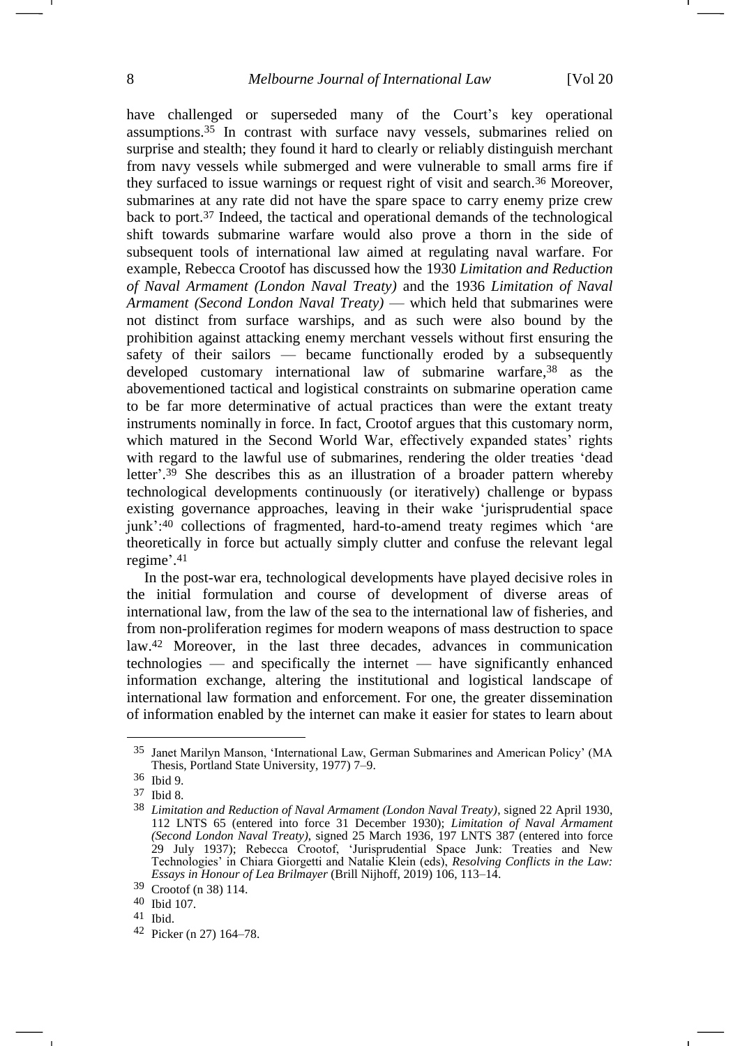have challenged or superseded many of the Court's key operational assumptions.[35] In contrast with surface navy vessels, submarines relied on surprise and stealth; they found it hard to clearly or reliably distinguish merchant from navy vessels while submerged and were vulnerable to small arms fire if they surfaced to issue warnings or request right of visit and search.[36] Moreover, submarines at any rate did not have the spare space to carry enemy prize crew back to port.[37] Indeed, the tactical and operational demands of the technological shift towards submarine warfare would also prove a thorn in the side of subsequent tools of international law aimed at regulating naval warfare. For example, Rebecca Crootof has discussed how the 1930 *Limitation and Reduction of Naval Armament (London Naval Treaty)* and the 1936 *Limitation of Naval Armament (Second London Naval Treaty)* — which held that submarines were not distinct from surface warships, and as such were also bound by the prohibition against attacking enemy merchant vessels without first ensuring the safety of their sailors — became functionally eroded by a subsequently developed customary international law of submarine warfare,[38] as the abovementioned tactical and logistical constraints on submarine operation came to be far more determinative of actual practices than were the extant treaty instruments nominally in force. In fact, Crootof argues that this customary norm, which matured in the Second World War, effectively expanded states' rights with regard to the lawful use of submarines, rendering the older treaties 'dead letter'.[39] She describes this as an illustration of a broader pattern whereby technological developments continuously (or iteratively) challenge or bypass existing governance approaches, leaving in their wake 'jurisprudential space junk':[40] collections of fragmented, hard-to-amend treaty regimes which 'are theoretically in force but actually simply clutter and confuse the relevant legal regime'.[41]

In the post-war era, technological developments have played decisive roles in the initial formulation and course of development of diverse areas of international law, from the law of the sea to the international law of fisheries, and from non-proliferation regimes for modern weapons of mass destruction to space law.[42] Moreover, in the last three decades, advances in communication technologies — and specifically the internet — have significantly enhanced information exchange, altering the institutional and logistical landscape of international law formation and enforcement. For one, the greater dissemination of information enabled by the internet can make it easier for states to learn about

---

[35] Janet Marilyn Manson, 'International Law, German Submarines and American Policy' (MA Thesis, Portland State University, 1977) 7–9.

[36] Ibid 9.

[37] Ibid 8.

[38] *Limitation and Reduction of Naval Armament (London Naval Treaty)*, signed 22 April 1930, 112 LNTS 65 (entered into force 31 December 1930); *Limitation of Naval Armament (Second London Naval Treaty)*, signed 25 March 1936, 197 LNTS 387 (entered into force 29 July 1937); Rebecca Crootof, 'Jurisprudential Space Junk: Treaties and New Technologies' in Chiara Giorgetti and Natalie Klein (eds), *Resolving Conflicts in the Law: Essays in Honour of Lea Brilmayer* (Brill Nijhoff, 2019) 106, 113–14.

[39] Crootof (n 38) 114.

[40] Ibid 107.

[41] Ibid.

[42] Picker (n 27) 164–78.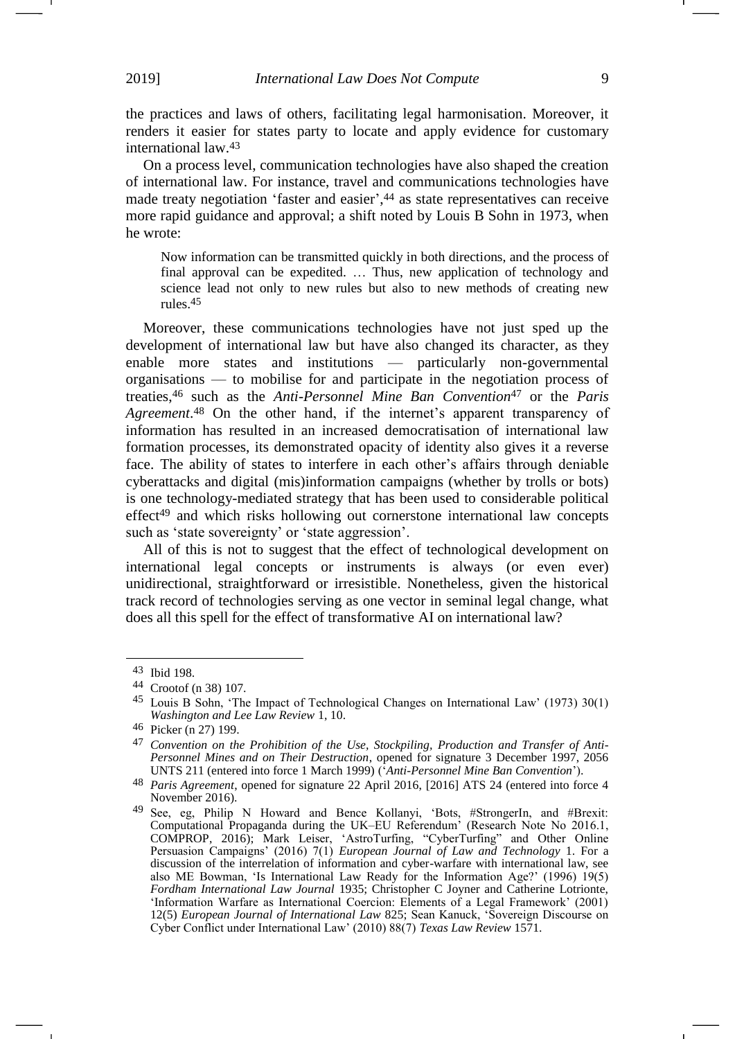the practices and laws of others, facilitating legal harmonisation. Moreover, it renders it easier for states party to locate and apply evidence for customary international law.[43]

On a process level, communication technologies have also shaped the creation of international law. For instance, travel and communications technologies have made treaty negotiation 'faster and easier',[44] as state representatives can receive more rapid guidance and approval; a shift noted by Louis B Sohn in 1973, when he wrote:

> Now information can be transmitted quickly in both directions, and the process of final approval can be expedited. … Thus, new application of technology and science lead not only to new rules but also to new methods of creating new rules.[45]

Moreover, these communications technologies have not just sped up the development of international law but have also changed its character, as they enable more states and institutions — particularly non-governmental organisations — to mobilise for and participate in the negotiation process of treaties,[46] such as the *Anti-Personnel Mine Ban Convention*[47] or the *Paris Agreement*.[48] On the other hand, if the internet's apparent transparency of information has resulted in an increased democratisation of international law formation processes, its demonstrated opacity of identity also gives it a reverse face. The ability of states to interfere in each other's affairs through deniable cyberattacks and digital (mis)information campaigns (whether by trolls or bots) is one technology-mediated strategy that has been used to considerable political effect[49] and which risks hollowing out cornerstone international law concepts such as 'state sovereignty' or 'state aggression'.

All of this is not to suggest that the effect of technological development on international legal concepts or instruments is always (or even ever) unidirectional, straightforward or irresistible. Nonetheless, given the historical track record of technologies serving as one vector in seminal legal change, what does all this spell for the effect of transformative AI on international law?

---

[43] Ibid 198.

[44] Crootof (n 38) 107.

[45] Louis B Sohn, 'The Impact of Technological Changes on International Law' (1973) 30(1) *Washington and Lee Law Review* 1, 10.

[46] Picker (n 27) 199.

[47] *Convention on the Prohibition of the Use, Stockpiling, Production and Transfer of Anti-Personnel Mines and on Their Destruction*, opened for signature 3 December 1997, 2056 UNTS 211 (entered into force 1 March 1999) ('*Anti-Personnel Mine Ban Convention*').

[48] *Paris Agreement*, opened for signature 22 April 2016, [2016] ATS 24 (entered into force 4 November 2016).

[49] See, eg, Philip N Howard and Bence Kollanyi, 'Bots, #StrongerIn, and #Brexit: Computational Propaganda during the UK–EU Referendum' (Research Note No 2016.1, COMPROP, 2016); Mark Leiser, 'AstroTurfing, "CyberTurfing" and Other Online Persuasion Campaigns' (2016) 7(1) *European Journal of Law and Technology* 1. For a discussion of the interrelation of information and cyber-warfare with international law, see also ME Bowman, 'Is International Law Ready for the Information Age?' (1996) 19(5) *Fordham International Law Journal* 1935; Christopher C Joyner and Catherine Lotrionte, 'Information Warfare as International Coercion: Elements of a Legal Framework' (2001) 12(5) *European Journal of International Law* 825; Sean Kanuck, 'Sovereign Discourse on Cyber Conflict under International Law' (2010) 88(7) *Texas Law Review* 1571.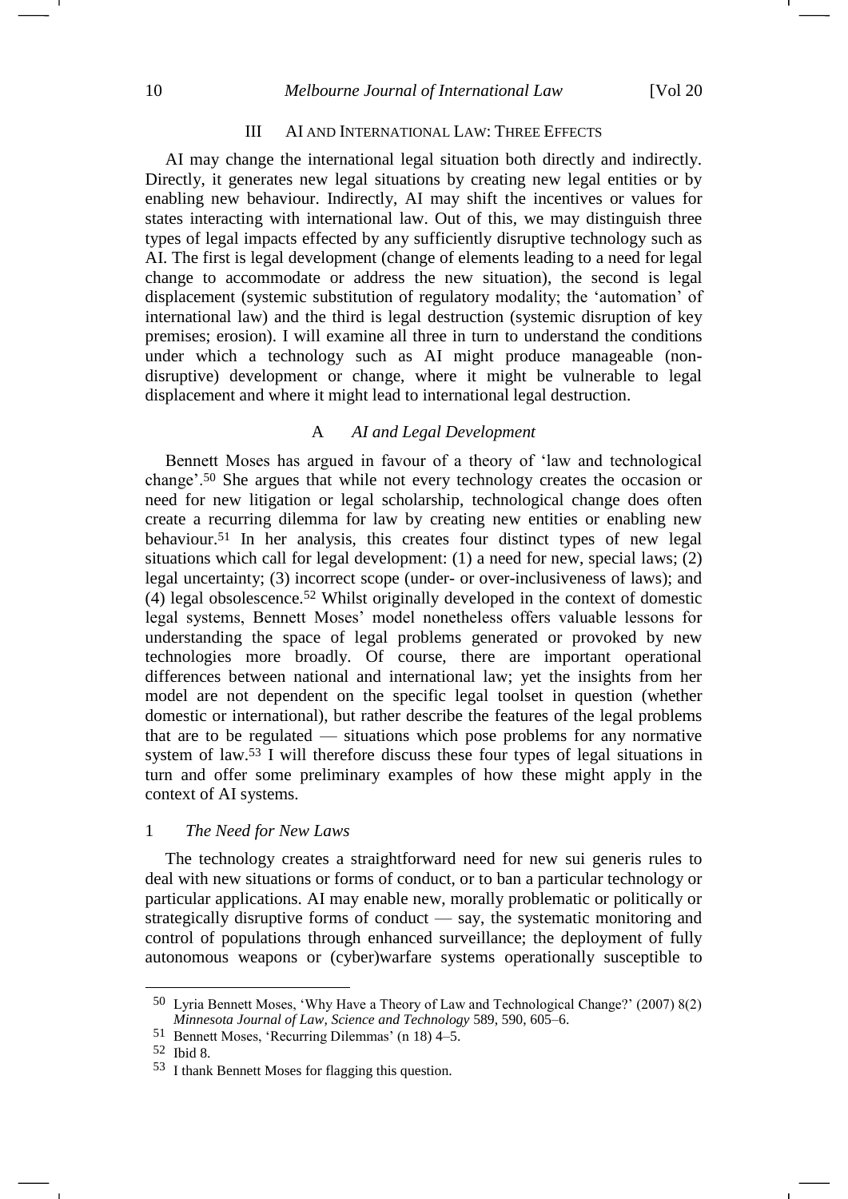## III AI AND INTERNATIONAL LAW: THREE EFFECTS

AI may change the international legal situation both directly and indirectly. Directly, it generates new legal situations by creating new legal entities or by enabling new behaviour. Indirectly, AI may shift the incentives or values for states interacting with international law. Out of this, we may distinguish three types of legal impacts effected by any sufficiently disruptive technology such as AI. The first is legal development (change of elements leading to a need for legal change to accommodate or address the new situation), the second is legal displacement (systemic substitution of regulatory modality; the 'automation' of international law) and the third is legal destruction (systemic disruption of key premises; erosion). I will examine all three in turn to understand the conditions under which a technology such as AI might produce manageable (non-disruptive) development or change, where it might be vulnerable to legal displacement and where it might lead to international legal destruction.

### A *AI and Legal Development*

Bennett Moses has argued in favour of a theory of 'law and technological change'.[50] She argues that while not every technology creates the occasion or need for new litigation or legal scholarship, technological change does often create a recurring dilemma for law by creating new entities or enabling new behaviour.[51] In her analysis, this creates four distinct types of new legal situations which call for legal development: (1) a need for new, special laws; (2) legal uncertainty; (3) incorrect scope (under- or over-inclusiveness of laws); and (4) legal obsolescence.[52] Whilst originally developed in the context of domestic legal systems, Bennett Moses' model nonetheless offers valuable lessons for understanding the space of legal problems generated or provoked by new technologies more broadly. Of course, there are important operational differences between national and international law; yet the insights from her model are not dependent on the specific legal toolset in question (whether domestic or international), but rather describe the features of the legal problems that are to be regulated — situations which pose problems for any normative system of law.[53] I will therefore discuss these four types of legal situations in turn and offer some preliminary examples of how these might apply in the context of AI systems.

#### 1 *The Need for New Laws*

The technology creates a straightforward need for new sui generis rules to deal with new situations or forms of conduct, or to ban a particular technology or particular applications. AI may enable new, morally problematic or politically or strategically disruptive forms of conduct — say, the systematic monitoring and control of populations through enhanced surveillance; the deployment of fully autonomous weapons or (cyber)warfare systems operationally susceptible to

---

[50] Lyria Bennett Moses, 'Why Have a Theory of Law and Technological Change?' (2007) 8(2) *Minnesota Journal of Law, Science and Technology* 589, 590, 605–6.

[51] Bennett Moses, 'Recurring Dilemmas' (n 18) 4–5.

[52] Ibid 8.

[53] I thank Bennett Moses for flagging this question.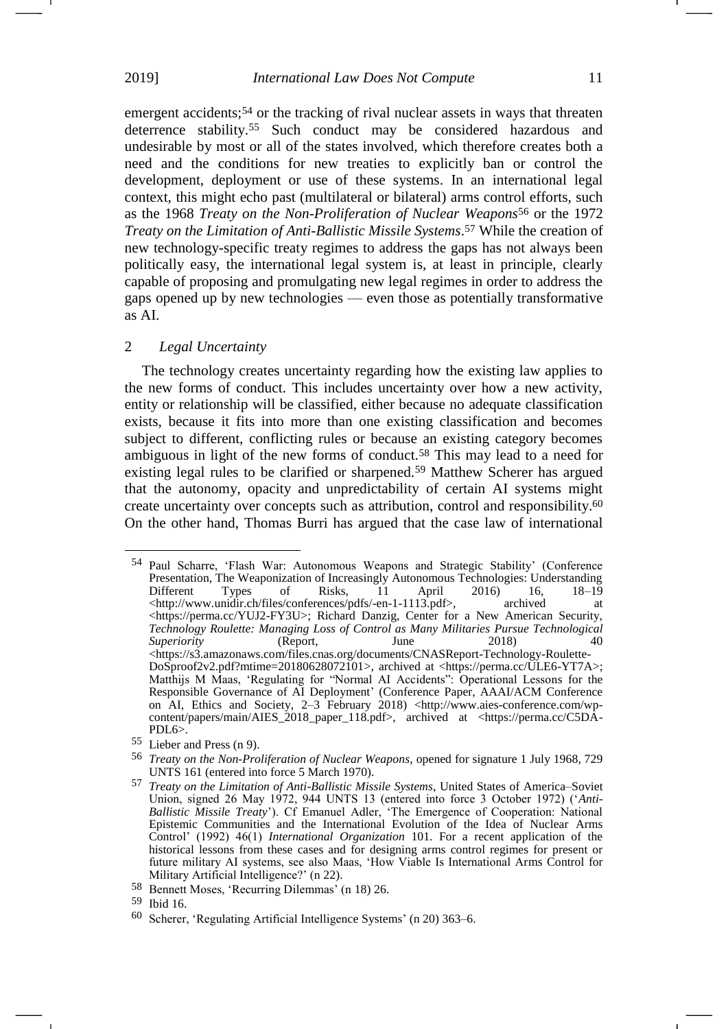emergent accidents;[54] or the tracking of rival nuclear assets in ways that threaten deterrence stability.[55] Such conduct may be considered hazardous and undesirable by most or all of the states involved, which therefore creates both a need and the conditions for new treaties to explicitly ban or control the development, deployment or use of these systems. In an international legal context, this might echo past (multilateral or bilateral) arms control efforts, such as the 1968 *Treaty on the Non-Proliferation of Nuclear Weapons*[56] or the 1972 *Treaty on the Limitation of Anti-Ballistic Missile Systems*.[57] While the creation of new technology-specific treaty regimes to address the gaps has not always been politically easy, the international legal system is, at least in principle, clearly capable of proposing and promulgating new legal regimes in order to address the gaps opened up by new technologies — even those as potentially transformative as AI.

### 2 *Legal Uncertainty*

The technology creates uncertainty regarding how the existing law applies to the new forms of conduct. This includes uncertainty over how a new activity, entity or relationship will be classified, either because no adequate classification exists, because it fits into more than one existing classification and becomes subject to different, conflicting rules or because an existing category becomes ambiguous in light of the new forms of conduct.[58] This may lead to a need for existing legal rules to be clarified or sharpened.[59] Matthew Scherer has argued that the autonomy, opacity and unpredictability of certain AI systems might create uncertainty over concepts such as attribution, control and responsibility.[60] On the other hand, Thomas Burri has argued that the case law of international

---

[54] Paul Scharre, 'Flash War: Autonomous Weapons and Strategic Stability' (Conference Presentation, The Weaponization of Increasingly Autonomous Technologies: Understanding Different Types of Risks, 11 April 2016) 16, 18–19 <http://www.unidir.ch/files/conferences/pdfs/-en-1-1113.pdf>, archived at <https://perma.cc/YUJ2-FY3U>; Richard Danzig, Center for a New American Security, *Technology Roulette: Managing Loss of Control as Many Militaries Pursue Technological Superiority* (Report, June 2018) 40 <https://s3.amazonaws.com/files.cnas.org/documents/CNASReport-Technology-Roulette-DoSproof2v2.pdf?mtime=20180628072101>, archived at <https://perma.cc/ULE6-YT7A>; Matthijs M Maas, 'Regulating for "Normal AI Accidents": Operational Lessons for the Responsible Governance of AI Deployment' (Conference Paper, AAAI/ACM Conference on AI, Ethics and Society, 2–3 February 2018) <http://www.aies-conference.com/wp-content/papers/main/AIES_2018_paper_118.pdf>, archived at <https://perma.cc/C5DA-PDL6>.

[55] Lieber and Press (n 9).

[56] *Treaty on the Non-Proliferation of Nuclear Weapons*, opened for signature 1 July 1968, 729 UNTS 161 (entered into force 5 March 1970).

[57] *Treaty on the Limitation of Anti-Ballistic Missile Systems*, United States of America–Soviet Union, signed 26 May 1972, 944 UNTS 13 (entered into force 3 October 1972) ('*Anti-Ballistic Missile Treaty*'). Cf Emanuel Adler, 'The Emergence of Cooperation: National Epistemic Communities and the International Evolution of the Idea of Nuclear Arms Control' (1992) 46(1) *International Organization* 101. For a recent application of the historical lessons from these cases and for designing arms control regimes for present or future military AI systems, see also Maas, 'How Viable Is International Arms Control for Military Artificial Intelligence?' (n 22).

[58] Bennett Moses, 'Recurring Dilemmas' (n 18) 26.

[59] Ibid 16.

[60] Scherer, 'Regulating Artificial Intelligence Systems' (n 20) 363–6.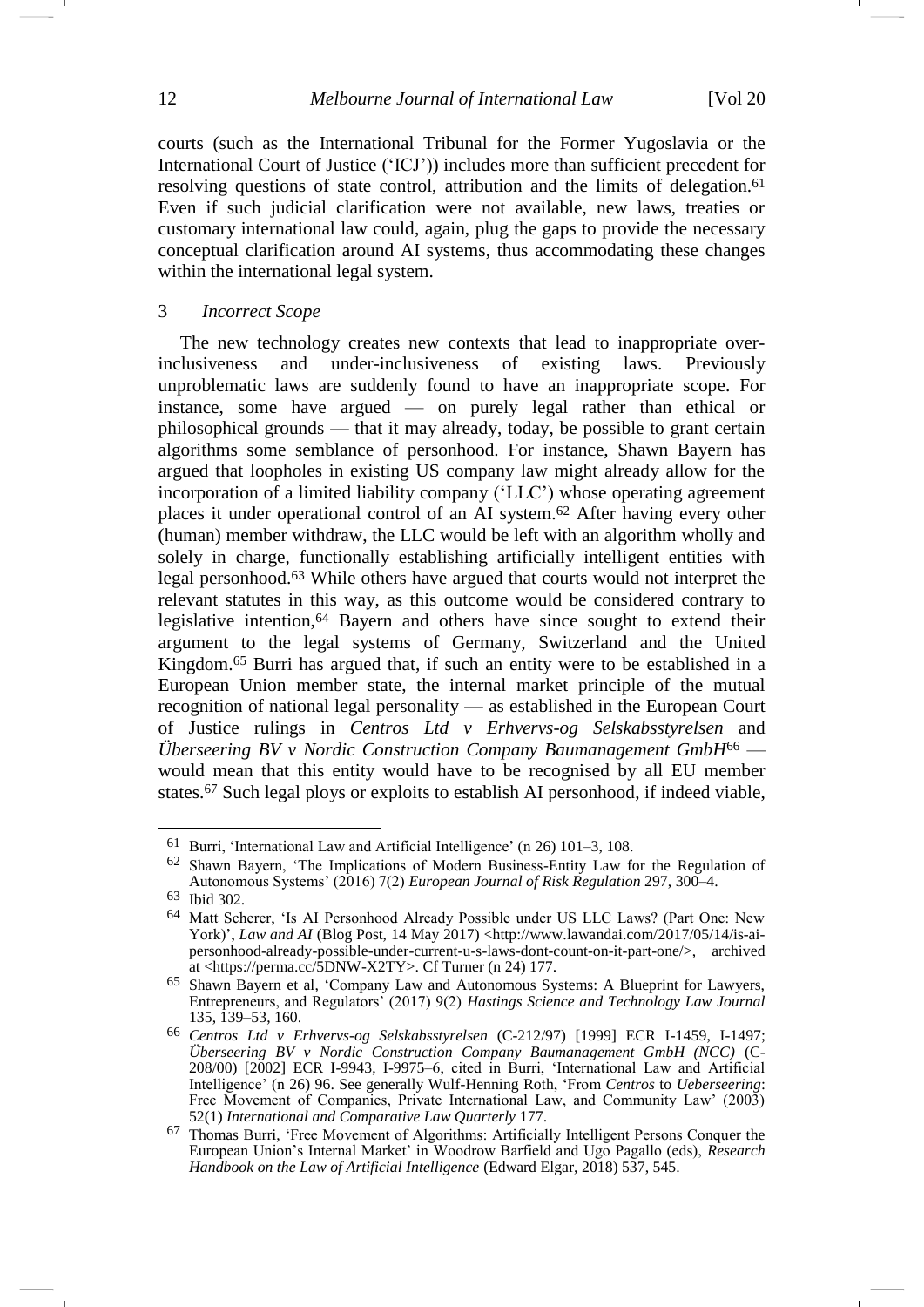courts (such as the International Tribunal for the Former Yugoslavia or the International Court of Justice ('ICJ')) includes more than sufficient precedent for resolving questions of state control, attribution and the limits of delegation.[61] Even if such judicial clarification were not available, new laws, treaties or customary international law could, again, plug the gaps to provide the necessary conceptual clarification around AI systems, thus accommodating these changes within the international legal system.

### 3 *Incorrect Scope*

The new technology creates new contexts that lead to inappropriate over-inclusiveness and under-inclusiveness of existing laws. Previously unproblematic laws are suddenly found to have an inappropriate scope. For instance, some have argued — on purely legal rather than ethical or philosophical grounds — that it may already, today, be possible to grant certain algorithms some semblance of personhood. For instance, Shawn Bayern has argued that loopholes in existing US company law might already allow for the incorporation of a limited liability company ('LLC') whose operating agreement places it under operational control of an AI system.[62] After having every other (human) member withdraw, the LLC would be left with an algorithm wholly and solely in charge, functionally establishing artificially intelligent entities with legal personhood.[63] While others have argued that courts would not interpret the relevant statutes in this way, as this outcome would be considered contrary to legislative intention,[64] Bayern and others have since sought to extend their argument to the legal systems of Germany, Switzerland and the United Kingdom.[65] Burri has argued that, if such an entity were to be established in a European Union member state, the internal market principle of the mutual recognition of national legal personality — as established in the European Court of Justice rulings in *Centros Ltd v Erhvervs-og Selskabsstyrelsen* and *Überseering BV v Nordic Construction Company Baumanagement GmbH*[66] — would mean that this entity would have to be recognised by all EU member states.[67] Such legal ploys or exploits to establish AI personhood, if indeed viable,

---

[61] Burri, 'International Law and Artificial Intelligence' (n 26) 101–3, 108.

[62] Shawn Bayern, 'The Implications of Modern Business-Entity Law for the Regulation of Autonomous Systems' (2016) 7(2) *European Journal of Risk Regulation* 297, 300–4.

[63] Ibid 302.

[64] Matt Scherer, 'Is AI Personhood Already Possible under US LLC Laws? (Part One: New York)', *Law and AI* (Blog Post, 14 May 2017) <http://www.lawandai.com/2017/05/14/is-ai-personhood-already-possible-under-current-u-s-laws-dont-count-on-it-part-one/>, archived at <https://perma.cc/5DNW-X2TY>. Cf Turner (n 24) 177.

[65] Shawn Bayern et al, 'Company Law and Autonomous Systems: A Blueprint for Lawyers, Entrepreneurs, and Regulators' (2017) 9(2) *Hastings Science and Technology Law Journal* 135, 139–53, 160.

[66] *Centros Ltd v Erhvervs-og Selskabsstyrelsen* (C-212/97) [1999] ECR I-1459, I-1497; *Überseering BV v Nordic Construction Company Baumanagement GmbH (NCC)* (C-208/00) [2002] ECR I-9943, I-9975–6, cited in Burri, 'International Law and Artificial Intelligence' (n 26) 96. See generally Wulf-Henning Roth, 'From *Centros* to *Ueberseering*: Free Movement of Companies, Private International Law, and Community Law' (2003) 52(1) *International and Comparative Law Quarterly* 177.

[67] Thomas Burri, 'Free Movement of Algorithms: Artificially Intelligent Persons Conquer the European Union's Internal Market' in Woodrow Barfield and Ugo Pagallo (eds), *Research Handbook on the Law of Artificial Intelligence* (Edward Elgar, 2018) 537, 545.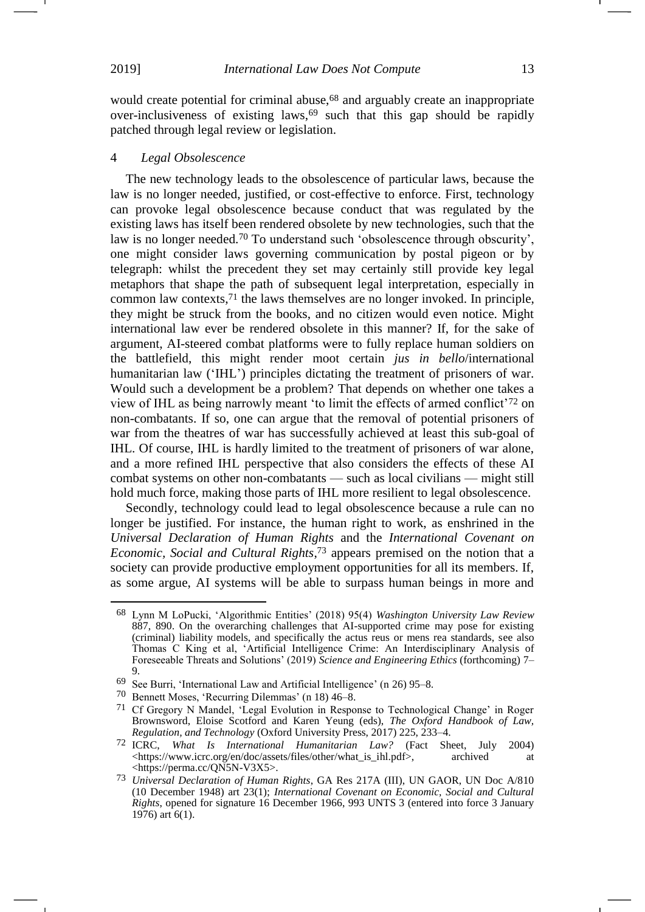would create potential for criminal abuse,[68] and arguably create an inappropriate over-inclusiveness of existing laws,[69] such that this gap should be rapidly patched through legal review or legislation.

### 4 *Legal Obsolescence*

The new technology leads to the obsolescence of particular laws, because the law is no longer needed, justified, or cost-effective to enforce. First, technology can provoke legal obsolescence because conduct that was regulated by the existing laws has itself been rendered obsolete by new technologies, such that the law is no longer needed.[70] To understand such 'obsolescence through obscurity', one might consider laws governing communication by postal pigeon or by telegraph: whilst the precedent they set may certainly still provide key legal metaphors that shape the path of subsequent legal interpretation, especially in common law contexts,[71] the laws themselves are no longer invoked. In principle, they might be struck from the books, and no citizen would even notice. Might international law ever be rendered obsolete in this manner? If, for the sake of argument, AI-steered combat platforms were to fully replace human soldiers on the battlefield, this might render moot certain *jus in bello*/international humanitarian law ('IHL') principles dictating the treatment of prisoners of war. Would such a development be a problem? That depends on whether one takes a view of IHL as being narrowly meant 'to limit the effects of armed conflict'[72] on non-combatants. If so, one can argue that the removal of potential prisoners of war from the theatres of war has successfully achieved at least this sub-goal of IHL. Of course, IHL is hardly limited to the treatment of prisoners of war alone, and a more refined IHL perspective that also considers the effects of these AI combat systems on other non-combatants — such as local civilians — might still hold much force, making those parts of IHL more resilient to legal obsolescence.

Secondly, technology could lead to legal obsolescence because a rule can no longer be justified. For instance, the human right to work, as enshrined in the *Universal Declaration of Human Rights* and the *International Covenant on Economic, Social and Cultural Rights*,[73] appears premised on the notion that a society can provide productive employment opportunities for all its members. If, as some argue, AI systems will be able to surpass human beings in more and

---

[68] Lynn M LoPucki, 'Algorithmic Entities' (2018) 95(4) *Washington University Law Review* 887, 890. On the overarching challenges that AI-supported crime may pose for existing (criminal) liability models, and specifically the actus reus or mens rea standards, see also Thomas C King et al, 'Artificial Intelligence Crime: An Interdisciplinary Analysis of Foreseeable Threats and Solutions' (2019) *Science and Engineering Ethics* (forthcoming) 7–9.

[69] See Burri, 'International Law and Artificial Intelligence' (n 26) 95–8.

[70] Bennett Moses, 'Recurring Dilemmas' (n 18) 46–8.

[71] Cf Gregory N Mandel, 'Legal Evolution in Response to Technological Change' in Roger Brownsword, Eloise Scotford and Karen Yeung (eds), *The Oxford Handbook of Law, Regulation, and Technology* (Oxford University Press, 2017) 225, 233–4.

[72] ICRC, *What Is International Humanitarian Law?* (Fact Sheet, July 2004) <https://www.icrc.org/en/doc/assets/files/other/what_is_ihl.pdf>, archived at <https://perma.cc/QN5N-V3X5>.

[73] *Universal Declaration of Human Rights*, GA Res 217A (III), UN GAOR, UN Doc A/810 (10 December 1948) art 23(1); *International Covenant on Economic, Social and Cultural Rights*, opened for signature 16 December 1966, 993 UNTS 3 (entered into force 3 January 1976) art 6(1).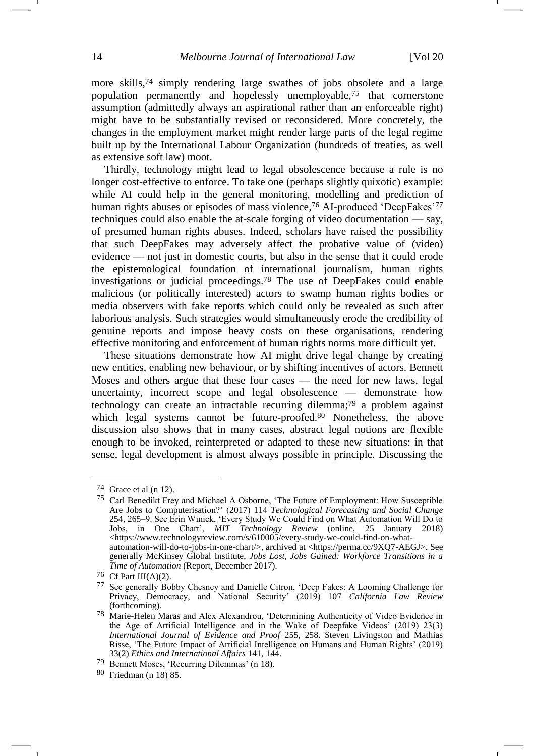more skills,[74] simply rendering large swathes of jobs obsolete and a large population permanently and hopelessly unemployable,[75] that cornerstone assumption (admittedly always an aspirational rather than an enforceable right) might have to be substantially revised or reconsidered. More concretely, the changes in the employment market might render large parts of the legal regime built up by the International Labour Organization (hundreds of treaties, as well as extensive soft law) moot.

Thirdly, technology might lead to legal obsolescence because a rule is no longer cost-effective to enforce. To take one (perhaps slightly quixotic) example: while AI could help in the general monitoring, modelling and prediction of human rights abuses or episodes of mass violence,[76] AI-produced 'DeepFakes'[77] techniques could also enable the at-scale forging of video documentation — say, of presumed human rights abuses. Indeed, scholars have raised the possibility that such DeepFakes may adversely affect the probative value of (video) evidence — not just in domestic courts, but also in the sense that it could erode the epistemological foundation of international journalism, human rights investigations or judicial proceedings.[78] The use of DeepFakes could enable malicious (or politically interested) actors to swamp human rights bodies or media observers with fake reports which could only be revealed as such after laborious analysis. Such strategies would simultaneously erode the credibility of genuine reports and impose heavy costs on these organisations, rendering effective monitoring and enforcement of human rights norms more difficult yet.

These situations demonstrate how AI might drive legal change by creating new entities, enabling new behaviour, or by shifting incentives of actors. Bennett Moses and others argue that these four cases — the need for new laws, legal uncertainty, incorrect scope and legal obsolescence — demonstrate how technology can create an intractable recurring dilemma;[79] a problem against which legal systems cannot be future-proofed.[80] Nonetheless, the above discussion also shows that in many cases, abstract legal notions are flexible enough to be invoked, reinterpreted or adapted to these new situations: in that sense, legal development is almost always possible in principle. Discussing the

---

[74] Grace et al (n 12).

[75] Carl Benedikt Frey and Michael A Osborne, 'The Future of Employment: How Susceptible Are Jobs to Computerisation?' (2017) 114 *Technological Forecasting and Social Change* 254, 265–9. See Erin Winick, 'Every Study We Could Find on What Automation Will Do to Jobs, in One Chart', *MIT Technology Review* (online, 25 January 2018) <https://www.technologyreview.com/s/610005/every-study-we-could-find-on-what-automation-will-do-to-jobs-in-one-chart/>, archived at <https://perma.cc/9XQ7-AEGJ>. See generally McKinsey Global Institute, *Jobs Lost, Jobs Gained: Workforce Transitions in a Time of Automation* (Report, December 2017).

[76] Cf Part III(A)(2).

[77] See generally Bobby Chesney and Danielle Citron, 'Deep Fakes: A Looming Challenge for Privacy, Democracy, and National Security' (2019) 107 *California Law Review* (forthcoming).

[78] Marie-Helen Maras and Alex Alexandrou, 'Determining Authenticity of Video Evidence in the Age of Artificial Intelligence and in the Wake of Deepfake Videos' (2019) 23(3) *International Journal of Evidence and Proof* 255, 258. Steven Livingston and Mathias Risse, 'The Future Impact of Artificial Intelligence on Humans and Human Rights' (2019) 33(2) *Ethics and International Affairs* 141, 144.

[79] Bennett Moses, 'Recurring Dilemmas' (n 18).

[80] Friedman (n 18) 85.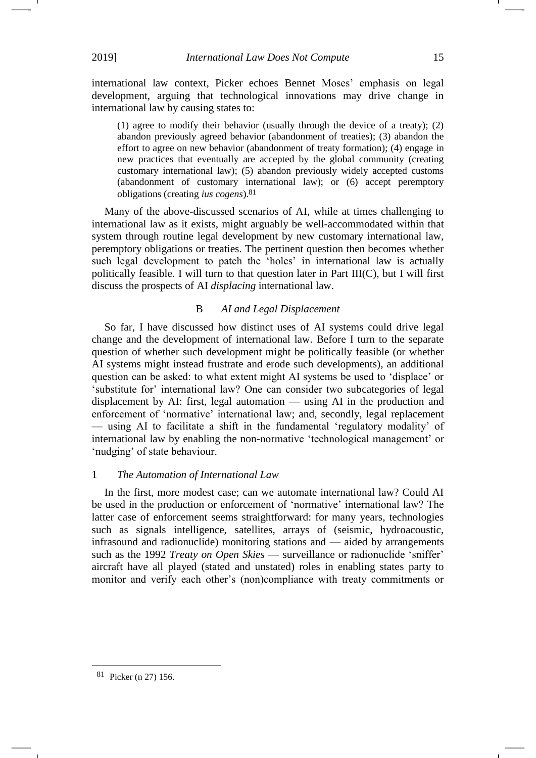international law context, Picker echoes Bennet Moses' emphasis on legal development, arguing that technological innovations may drive change in international law by causing states to:

> (1) agree to modify their behavior (usually through the device of a treaty); (2) abandon previously agreed behavior (abandonment of treaties); (3) abandon the effort to agree on new behavior (abandonment of treaty formation); (4) engage in new practices that eventually are accepted by the global community (creating customary international law); (5) abandon previously widely accepted customs (abandonment of customary international law); or (6) accept peremptory obligations (creating *ius cogens*).[81]

Many of the above-discussed scenarios of AI, while at times challenging to international law as it exists, might arguably be well-accommodated within that system through routine legal development by new customary international law, peremptory obligations or treaties. The pertinent question then becomes whether such legal development to patch the 'holes' in international law is actually politically feasible. I will turn to that question later in Part III(C), but I will first discuss the prospects of AI *displacing* international law.

## B *AI and Legal Displacement*

So far, I have discussed how distinct uses of AI systems could drive legal change and the development of international law. Before I turn to the separate question of whether such development might be politically feasible (or whether AI systems might instead frustrate and erode such developments), an additional question can be asked: to what extent might AI systems be used to 'displace' or 'substitute for' international law? One can consider two subcategories of legal displacement by AI: first, legal automation — using AI in the production and enforcement of 'normative' international law; and, secondly, legal replacement — using AI to facilitate a shift in the fundamental 'regulatory modality' of international law by enabling the non-normative 'technological management' or 'nudging' of state behaviour.

### 1 *The Automation of International Law*

In the first, more modest case; can we automate international law? Could AI be used in the production or enforcement of 'normative' international law? The latter case of enforcement seems straightforward: for many years, technologies such as signals intelligence, satellites, arrays of (seismic, hydroacoustic, infrasound and radionuclide) monitoring stations and — aided by arrangements such as the 1992 *Treaty on Open Skies* — surveillance or radionuclide 'sniffer' aircraft have all played (stated and unstated) roles in enabling states party to monitor and verify each other's (non)compliance with treaty commitments or

---

[81] Picker (n 27) 156.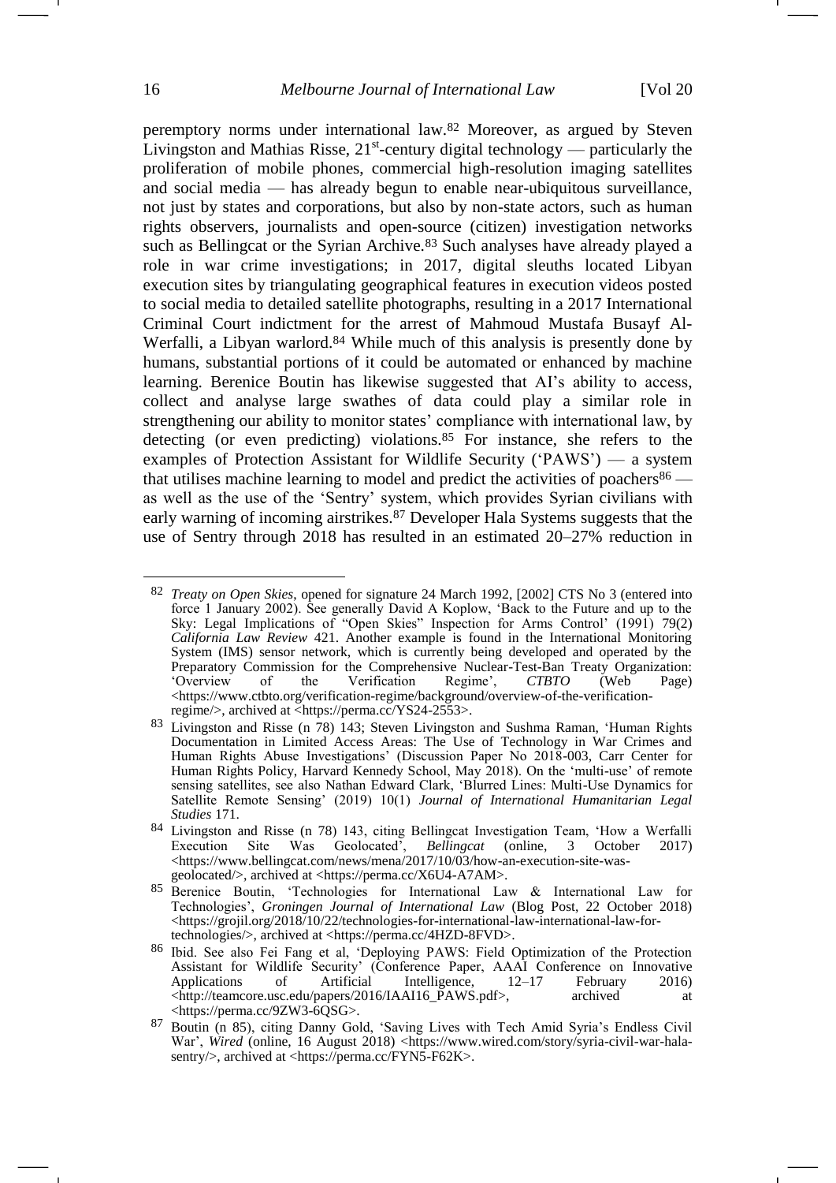peremptory norms under international law.[82] Moreover, as argued by Steven Livingston and Mathias Risse, 21st-century digital technology — particularly the proliferation of mobile phones, commercial high-resolution imaging satellites and social media — has already begun to enable near-ubiquitous surveillance, not just by states and corporations, but also by non-state actors, such as human rights observers, journalists and open-source (citizen) investigation networks such as Bellingcat or the Syrian Archive.[83] Such analyses have already played a role in war crime investigations; in 2017, digital sleuths located Libyan execution sites by triangulating geographical features in execution videos posted to social media to detailed satellite photographs, resulting in a 2017 International Criminal Court indictment for the arrest of Mahmoud Mustafa Busayf Al-Werfalli, a Libyan warlord.[84] While much of this analysis is presently done by humans, substantial portions of it could be automated or enhanced by machine learning. Berenice Boutin has likewise suggested that AI's ability to access, collect and analyse large swathes of data could play a similar role in strengthening our ability to monitor states' compliance with international law, by detecting (or even predicting) violations.[85] For instance, she refers to the examples of Protection Assistant for Wildlife Security ('PAWS') — a system that utilises machine learning to model and predict the activities of poachers[86] — as well as the use of the 'Sentry' system, which provides Syrian civilians with early warning of incoming airstrikes.[87] Developer Hala Systems suggests that the use of Sentry through 2018 has resulted in an estimated 20–27% reduction in

---

[82] *Treaty on Open Skies*, opened for signature 24 March 1992, [2002] CTS No 3 (entered into force 1 January 2002). See generally David A Koplow, 'Back to the Future and up to the Sky: Legal Implications of "Open Skies" Inspection for Arms Control' (1991) 79(2) *California Law Review* 421. Another example is found in the International Monitoring System (IMS) sensor network, which is currently being developed and operated by the Preparatory Commission for the Comprehensive Nuclear-Test-Ban Treaty Organization: 'Overview of the Verification Regime', *CTBTO* (Web Page) <https://www.ctbto.org/verification-regime/background/overview-of-the-verification-regime/>, archived at <https://perma.cc/YS24-2553>.

[83] Livingston and Risse (n 78) 143; Steven Livingston and Sushma Raman, 'Human Rights Documentation in Limited Access Areas: The Use of Technology in War Crimes and Human Rights Abuse Investigations' (Discussion Paper No 2018-003, Carr Center for Human Rights Policy, Harvard Kennedy School, May 2018). On the 'multi-use' of remote sensing satellites, see also Nathan Edward Clark, 'Blurred Lines: Multi-Use Dynamics for Satellite Remote Sensing' (2019) 10(1) *Journal of International Humanitarian Legal Studies* 171.

[84] Livingston and Risse (n 78) 143, citing Bellingcat Investigation Team, 'How a Werfalli Execution Site Was Geolocated', *Bellingcat* (online, 3 October 2017) <https://www.bellingcat.com/news/mena/2017/10/03/how-an-execution-site-was-geolocated/>, archived at <https://perma.cc/X6U4-A7AM>.

[85] Berenice Boutin, 'Technologies for International Law & International Law for Technologies', *Groningen Journal of International Law* (Blog Post, 22 October 2018) <https://grojil.org/2018/10/22/technologies-for-international-law-international-law-for-technologies/>, archived at <https://perma.cc/4HZD-8FVD>.

[86] Ibid. See also Fei Fang et al, 'Deploying PAWS: Field Optimization of the Protection Assistant for Wildlife Security' (Conference Paper, AAAI Conference on Innovative Applications of Artificial Intelligence, 12–17 February 2016) <http://teamcore.usc.edu/papers/2016/IAAI16_PAWS.pdf>, archived at <https://perma.cc/9ZW3-6QSG>.

[87] Boutin (n 85), citing Danny Gold, 'Saving Lives with Tech Amid Syria's Endless Civil War', *Wired* (online, 16 August 2018) <https://www.wired.com/story/syria-civil-war-hala-sentry/>, archived at <https://perma.cc/FYN5-F62K>.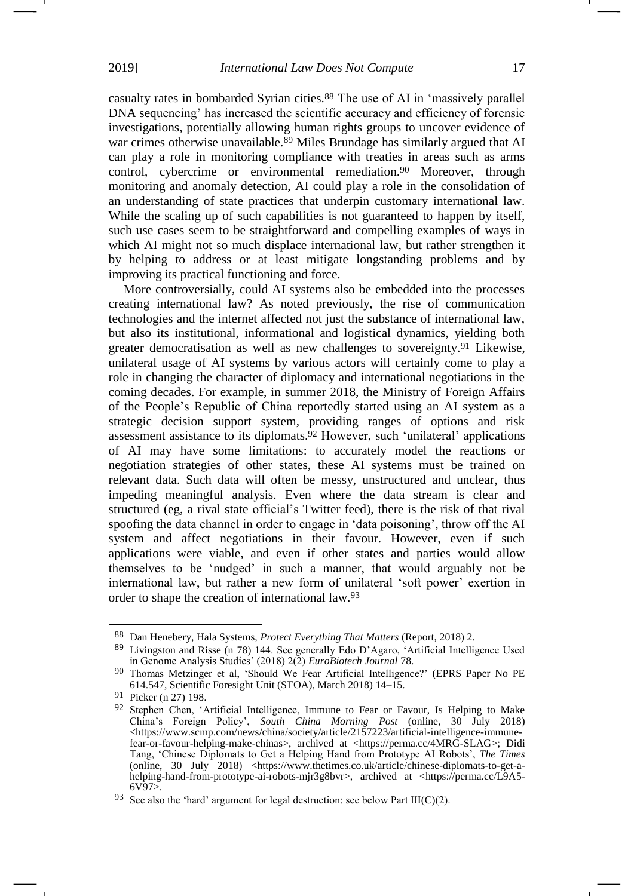casualty rates in bombarded Syrian cities.[88] The use of AI in 'massively parallel DNA sequencing' has increased the scientific accuracy and efficiency of forensic investigations, potentially allowing human rights groups to uncover evidence of war crimes otherwise unavailable.[89] Miles Brundage has similarly argued that AI can play a role in monitoring compliance with treaties in areas such as arms control, cybercrime or environmental remediation.[90] Moreover, through monitoring and anomaly detection, AI could play a role in the consolidation of an understanding of state practices that underpin customary international law. While the scaling up of such capabilities is not guaranteed to happen by itself, such use cases seem to be straightforward and compelling examples of ways in which AI might not so much displace international law, but rather strengthen it by helping to address or at least mitigate longstanding problems and by improving its practical functioning and force.

More controversially, could AI systems also be embedded into the processes creating international law? As noted previously, the rise of communication technologies and the internet affected not just the substance of international law, but also its institutional, informational and logistical dynamics, yielding both greater democratisation as well as new challenges to sovereignty.[91] Likewise, unilateral usage of AI systems by various actors will certainly come to play a role in changing the character of diplomacy and international negotiations in the coming decades. For example, in summer 2018, the Ministry of Foreign Affairs of the People's Republic of China reportedly started using an AI system as a strategic decision support system, providing ranges of options and risk assessment assistance to its diplomats.[92] However, such 'unilateral' applications of AI may have some limitations: to accurately model the reactions or negotiation strategies of other states, these AI systems must be trained on relevant data. Such data will often be messy, unstructured and unclear, thus impeding meaningful analysis. Even where the data stream is clear and structured (eg, a rival state official's Twitter feed), there is the risk of that rival spoofing the data channel in order to engage in 'data poisoning', throw off the AI system and affect negotiations in their favour. However, even if such applications were viable, and even if other states and parties would allow themselves to be 'nudged' in such a manner, that would arguably not be international law, but rather a new form of unilateral 'soft power' exertion in order to shape the creation of international law.[93]

---

[88] Dan Henebery, Hala Systems, *Protect Everything That Matters* (Report, 2018) 2.

[89] Livingston and Risse (n 78) 144. See generally Edo D'Agaro, 'Artificial Intelligence Used in Genome Analysis Studies' (2018) 2(2) *EuroBiotech Journal* 78.

[90] Thomas Metzinger et al, 'Should We Fear Artificial Intelligence?' (EPRS Paper No PE 614.547, Scientific Foresight Unit (STOA), March 2018) 14–15.

[91] Picker (n 27) 198.

[92] Stephen Chen, 'Artificial Intelligence, Immune to Fear or Favour, Is Helping to Make China's Foreign Policy', *South China Morning Post* (online, 30 July 2018) <https://www.scmp.com/news/china/society/article/2157223/artificial-intelligence-immune-fear-or-favour-helping-make-chinas>, archived at <https://perma.cc/4MRG-SLAG>; Didi Tang, 'Chinese Diplomats to Get a Helping Hand from Prototype AI Robots', *The Times* (online, 30 July 2018) <https://www.thetimes.co.uk/article/chinese-diplomats-to-get-a-helping-hand-from-prototype-ai-robots-mjr3g8bvr>, archived at <https://perma.cc/L9A5-6V97>.

[93] See also the 'hard' argument for legal destruction: see below Part III(C)(2).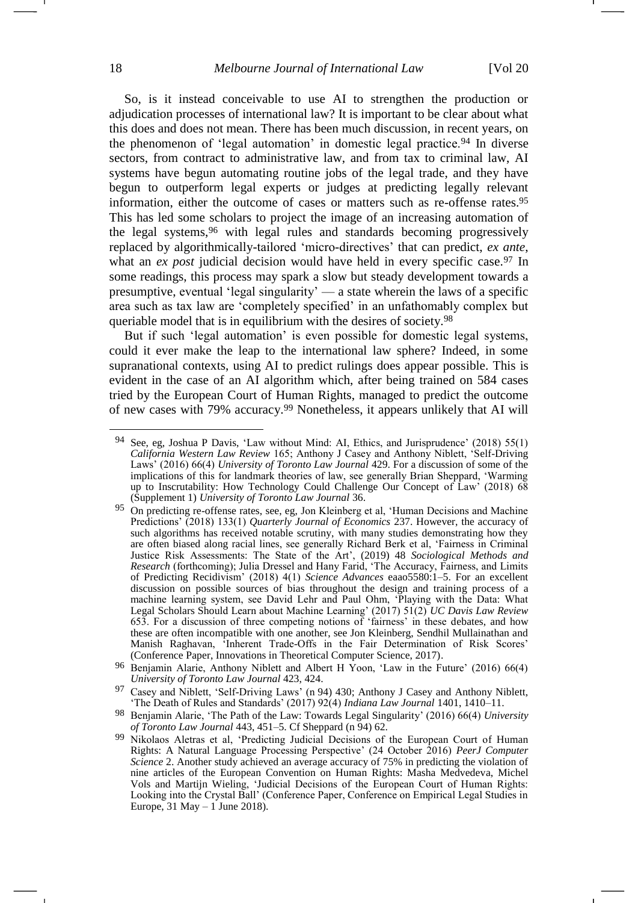So, is it instead conceivable to use AI to strengthen the production or adjudication processes of international law? It is important to be clear about what this does and does not mean. There has been much discussion, in recent years, on the phenomenon of 'legal automation' in domestic legal practice.[94] In diverse sectors, from contract to administrative law, and from tax to criminal law, AI systems have begun automating routine jobs of the legal trade, and they have begun to outperform legal experts or judges at predicting legally relevant information, either the outcome of cases or matters such as re-offense rates.[95] This has led some scholars to project the image of an increasing automation of the legal systems,[96] with legal rules and standards becoming progressively replaced by algorithmically-tailored 'micro-directives' that can predict, *ex ante*, what an *ex post* judicial decision would have held in every specific case.[97] In some readings, this process may spark a slow but steady development towards a presumptive, eventual 'legal singularity' — a state wherein the laws of a specific area such as tax law are 'completely specified' in an unfathomably complex but queriable model that is in equilibrium with the desires of society.[98]

But if such 'legal automation' is even possible for domestic legal systems, could it ever make the leap to the international law sphere? Indeed, in some supranational contexts, using AI to predict rulings does appear possible. This is evident in the case of an AI algorithm which, after being trained on 584 cases tried by the European Court of Human Rights, managed to predict the outcome of new cases with 79% accuracy.[99] Nonetheless, it appears unlikely that AI will

---

[94] See, eg, Joshua P Davis, 'Law without Mind: AI, Ethics, and Jurisprudence' (2018) 55(1) *California Western Law Review* 165; Anthony J Casey and Anthony Niblett, 'Self-Driving Laws' (2016) 66(4) *University of Toronto Law Journal* 429. For a discussion of some of the implications of this for landmark theories of law, see generally Brian Sheppard, 'Warming up to Inscrutability: How Technology Could Challenge Our Concept of Law' (2018) 68 (Supplement 1) *University of Toronto Law Journal* 36.

[95] On predicting re-offense rates, see, eg, Jon Kleinberg et al, 'Human Decisions and Machine Predictions' (2018) 133(1) *Quarterly Journal of Economics* 237. However, the accuracy of such algorithms has received notable scrutiny, with many studies demonstrating how they are often biased along racial lines, see generally Richard Berk et al, 'Fairness in Criminal Justice Risk Assessments: The State of the Art', (2019) 48 *Sociological Methods and Research* (forthcoming); Julia Dressel and Hany Farid, 'The Accuracy, Fairness, and Limits of Predicting Recidivism' (2018) 4(1) *Science Advances* eaao5580:1–5. For an excellent discussion on possible sources of bias throughout the design and training process of a machine learning system, see David Lehr and Paul Ohm, 'Playing with the Data: What Legal Scholars Should Learn about Machine Learning' (2017) 51(2) *UC Davis Law Review* 653. For a discussion of three competing notions of 'fairness' in these debates, and how these are often incompatible with one another, see Jon Kleinberg, Sendhil Mullainathan and Manish Raghavan, 'Inherent Trade-Offs in the Fair Determination of Risk Scores' (Conference Paper, Innovations in Theoretical Computer Science, 2017).

[96] Benjamin Alarie, Anthony Niblett and Albert H Yoon, 'Law in the Future' (2016) 66(4) *University of Toronto Law Journal* 423, 424.

[97] Casey and Niblett, 'Self-Driving Laws' (n 94) 430; Anthony J Casey and Anthony Niblett, 'The Death of Rules and Standards' (2017) 92(4) *Indiana Law Journal* 1401, 1410–11.

[98] Benjamin Alarie, 'The Path of the Law: Towards Legal Singularity' (2016) 66(4) *University of Toronto Law Journal* 443, 451–5. Cf Sheppard (n 94) 62.

[99] Nikolaos Aletras et al, 'Predicting Judicial Decisions of the European Court of Human Rights: A Natural Language Processing Perspective' (24 October 2016) *PeerJ Computer Science* 2. Another study achieved an average accuracy of 75% in predicting the violation of nine articles of the European Convention on Human Rights: Masha Medvedeva, Michel Vols and Martijn Wieling, 'Judicial Decisions of the European Court of Human Rights: Looking into the Crystal Ball' (Conference Paper, Conference on Empirical Legal Studies in Europe, 31 May – 1 June 2018).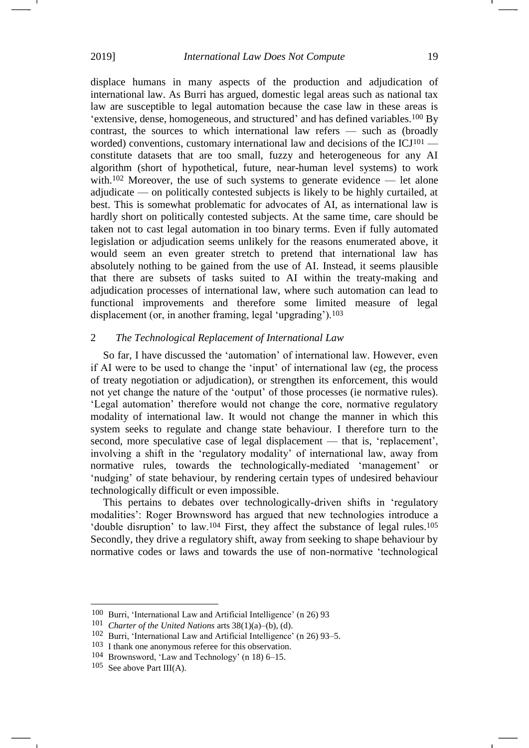displace humans in many aspects of the production and adjudication of international law. As Burri has argued, domestic legal areas such as national tax law are susceptible to legal automation because the case law in these areas is 'extensive, dense, homogeneous, and structured' and has defined variables.[100] By contrast, the sources to which international law refers — such as (broadly worded) conventions, customary international law and decisions of the ICJ[101] — constitute datasets that are too small, fuzzy and heterogeneous for any AI algorithm (short of hypothetical, future, near-human level systems) to work with.[102] Moreover, the use of such systems to generate evidence — let alone adjudicate — on politically contested subjects is likely to be highly curtailed, at best. This is somewhat problematic for advocates of AI, as international law is hardly short on politically contested subjects. At the same time, care should be taken not to cast legal automation in too binary terms. Even if fully automated legislation or adjudication seems unlikely for the reasons enumerated above, it would seem an even greater stretch to pretend that international law has absolutely nothing to be gained from the use of AI. Instead, it seems plausible that there are subsets of tasks suited to AI within the treaty-making and adjudication processes of international law, where such automation can lead to functional improvements and therefore some limited measure of legal displacement (or, in another framing, legal 'upgrading').[103]

### 2 *The Technological Replacement of International Law*

So far, I have discussed the 'automation' of international law. However, even if AI were to be used to change the 'input' of international law (eg, the process of treaty negotiation or adjudication), or strengthen its enforcement, this would not yet change the nature of the 'output' of those processes (ie normative rules). 'Legal automation' therefore would not change the core, normative regulatory modality of international law. It would not change the manner in which this system seeks to regulate and change state behaviour. I therefore turn to the second, more speculative case of legal displacement — that is, 'replacement', involving a shift in the 'regulatory modality' of international law, away from normative rules, towards the technologically-mediated 'management' or 'nudging' of state behaviour, by rendering certain types of undesired behaviour technologically difficult or even impossible.

This pertains to debates over technologically-driven shifts in 'regulatory modalities': Roger Brownsword has argued that new technologies introduce a 'double disruption' to law.[104] First, they affect the substance of legal rules.[105] Secondly, they drive a regulatory shift, away from seeking to shape behaviour by normative codes or laws and towards the use of non-normative 'technological

---

100 Burri, 'International Law and Artificial Intelligence' (n 26) 93

101 *Charter of the United Nations* arts 38(1)(a)–(b), (d).

102 Burri, 'International Law and Artificial Intelligence' (n 26) 93–5.

103 I thank one anonymous referee for this observation.

104 Brownsword, 'Law and Technology' (n 18) 6–15.

105 See above Part III(A).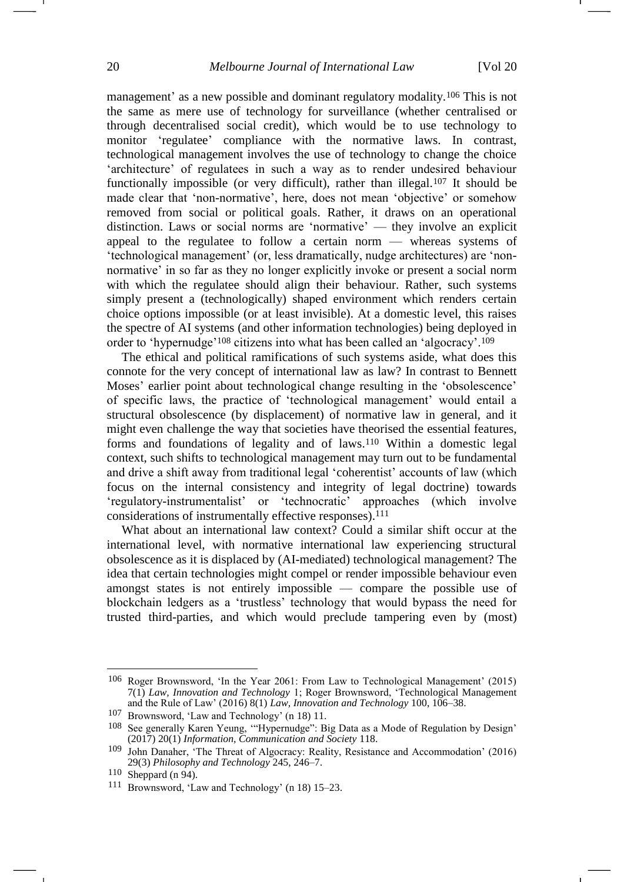management' as a new possible and dominant regulatory modality.[106] This is not the same as mere use of technology for surveillance (whether centralised or through decentralised social credit), which would be to use technology to monitor 'regulatee' compliance with the normative laws. In contrast, technological management involves the use of technology to change the choice 'architecture' of regulatees in such a way as to render undesired behaviour functionally impossible (or very difficult), rather than illegal.[107] It should be made clear that 'non-normative', here, does not mean 'objective' or somehow removed from social or political goals. Rather, it draws on an operational distinction. Laws or social norms are 'normative' — they involve an explicit appeal to the regulatee to follow a certain norm — whereas systems of 'technological management' (or, less dramatically, nudge architectures) are 'non-normative' in so far as they no longer explicitly invoke or present a social norm with which the regulatee should align their behaviour. Rather, such systems simply present a (technologically) shaped environment which renders certain choice options impossible (or at least invisible). At a domestic level, this raises the spectre of AI systems (and other information technologies) being deployed in order to 'hypernudge'[108] citizens into what has been called an 'algocracy'.[109]

The ethical and political ramifications of such systems aside, what does this connote for the very concept of international law as law? In contrast to Bennett Moses' earlier point about technological change resulting in the 'obsolescence' of specific laws, the practice of 'technological management' would entail a structural obsolescence (by displacement) of normative law in general, and it might even challenge the way that societies have theorised the essential features, forms and foundations of legality and of laws.[110] Within a domestic legal context, such shifts to technological management may turn out to be fundamental and drive a shift away from traditional legal 'coherentist' accounts of law (which focus on the internal consistency and integrity of legal doctrine) towards 'regulatory-instrumentalist' or 'technocratic' approaches (which involve considerations of instrumentally effective responses).[111]

What about an international law context? Could a similar shift occur at the international level, with normative international law experiencing structural obsolescence as it is displaced by (AI-mediated) technological management? The idea that certain technologies might compel or render impossible behaviour even amongst states is not entirely impossible — compare the possible use of blockchain ledgers as a 'trustless' technology that would bypass the need for trusted third-parties, and which would preclude tampering even by (most)

---

106 Roger Brownsword, 'In the Year 2061: From Law to Technological Management' (2015) 7(1) *Law, Innovation and Technology* 1; Roger Brownsword, 'Technological Management and the Rule of Law' (2016) 8(1) *Law, Innovation and Technology* 100, 106–38.

107 Brownsword, 'Law and Technology' (n 18) 11.

108 See generally Karen Yeung, '"Hypernudge": Big Data as a Mode of Regulation by Design' (2017) 20(1) *Information, Communication and Society* 118.

109 John Danaher, 'The Threat of Algocracy: Reality, Resistance and Accommodation' (2016) 29(3) *Philosophy and Technology* 245, 246–7.

110 Sheppard (n 94).

111 Brownsword, 'Law and Technology' (n 18) 15–23.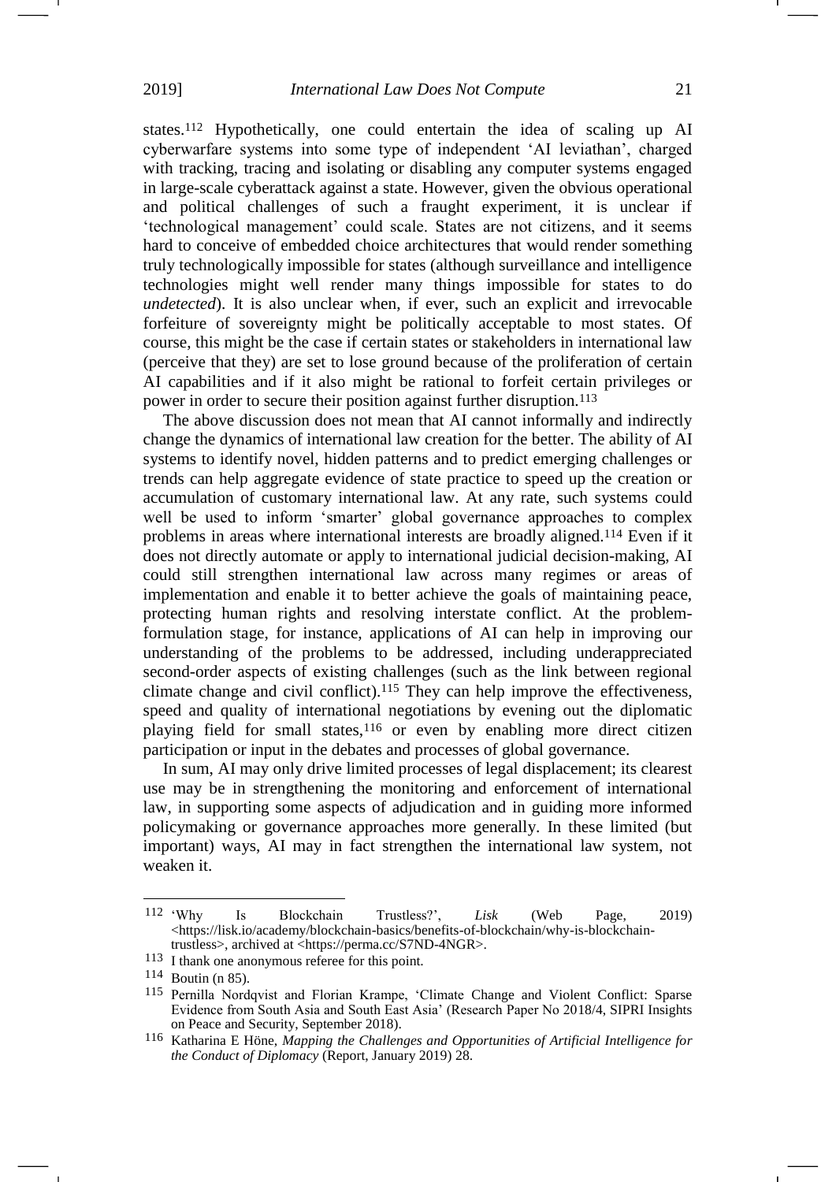states.[112] Hypothetically, one could entertain the idea of scaling up AI cyberwarfare systems into some type of independent 'AI leviathan', charged with tracking, tracing and isolating or disabling any computer systems engaged in large-scale cyberattack against a state. However, given the obvious operational and political challenges of such a fraught experiment, it is unclear if 'technological management' could scale. States are not citizens, and it seems hard to conceive of embedded choice architectures that would render something truly technologically impossible for states (although surveillance and intelligence technologies might well render many things impossible for states to do *undetected*). It is also unclear when, if ever, such an explicit and irrevocable forfeiture of sovereignty might be politically acceptable to most states. Of course, this might be the case if certain states or stakeholders in international law (perceive that they) are set to lose ground because of the proliferation of certain AI capabilities and if it also might be rational to forfeit certain privileges or power in order to secure their position against further disruption.[113]

The above discussion does not mean that AI cannot informally and indirectly change the dynamics of international law creation for the better. The ability of AI systems to identify novel, hidden patterns and to predict emerging challenges or trends can help aggregate evidence of state practice to speed up the creation or accumulation of customary international law. At any rate, such systems could well be used to inform 'smarter' global governance approaches to complex problems in areas where international interests are broadly aligned.[114] Even if it does not directly automate or apply to international judicial decision-making, AI could still strengthen international law across many regimes or areas of implementation and enable it to better achieve the goals of maintaining peace, protecting human rights and resolving interstate conflict. At the problem-formulation stage, for instance, applications of AI can help in improving our understanding of the problems to be addressed, including underappreciated second-order aspects of existing challenges (such as the link between regional climate change and civil conflict).[115] They can help improve the effectiveness, speed and quality of international negotiations by evening out the diplomatic playing field for small states,[116] or even by enabling more direct citizen participation or input in the debates and processes of global governance.

In sum, AI may only drive limited processes of legal displacement; its clearest use may be in strengthening the monitoring and enforcement of international law, in supporting some aspects of adjudication and in guiding more informed policymaking or governance approaches more generally. In these limited (but important) ways, AI may in fact strengthen the international law system, not weaken it.

---

[112] 'Why Is Blockchain Trustless?', *Lisk* (Web Page, 2019) <https://lisk.io/academy/blockchain-basics/benefits-of-blockchain/why-is-blockchain-trustless>, archived at <https://perma.cc/S7ND-4NGR>.

[113] I thank one anonymous referee for this point.

[114] Boutin (n 85).

[115] Pernilla Nordqvist and Florian Krampe, 'Climate Change and Violent Conflict: Sparse Evidence from South Asia and South East Asia' (Research Paper No 2018/4, SIPRI Insights on Peace and Security, September 2018).

[116] Katharina E Höne, *Mapping the Challenges and Opportunities of Artificial Intelligence for the Conduct of Diplomacy* (Report, January 2019) 28.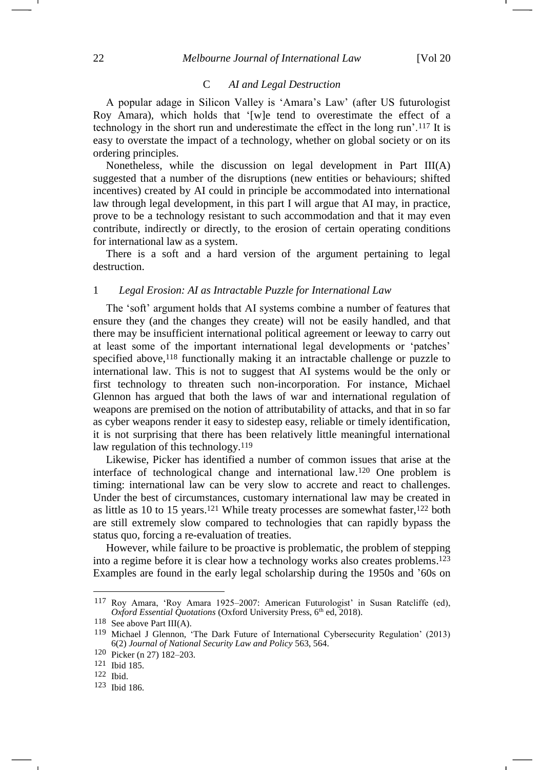### C *AI and Legal Destruction*

A popular adage in Silicon Valley is 'Amara's Law' (after US futurologist Roy Amara), which holds that '[w]e tend to overestimate the effect of a technology in the short run and underestimate the effect in the long run'.[117] It is easy to overstate the impact of a technology, whether on global society or on its ordering principles.

Nonetheless, while the discussion on legal development in Part III(A) suggested that a number of the disruptions (new entities or behaviours; shifted incentives) created by AI could in principle be accommodated into international law through legal development, in this part I will argue that AI may, in practice, prove to be a technology resistant to such accommodation and that it may even contribute, indirectly or directly, to the erosion of certain operating conditions for international law as a system.

There is a soft and a hard version of the argument pertaining to legal destruction.

#### 1 *Legal Erosion: AI as Intractable Puzzle for International Law*

The 'soft' argument holds that AI systems combine a number of features that ensure they (and the changes they create) will not be easily handled, and that there may be insufficient international political agreement or leeway to carry out at least some of the important international legal developments or 'patches' specified above,[118] functionally making it an intractable challenge or puzzle to international law. This is not to suggest that AI systems would be the only or first technology to threaten such non-incorporation. For instance, Michael Glennon has argued that both the laws of war and international regulation of weapons are premised on the notion of attributability of attacks, and that in so far as cyber weapons render it easy to sidestep easy, reliable or timely identification, it is not surprising that there has been relatively little meaningful international law regulation of this technology.[119]

Likewise, Picker has identified a number of common issues that arise at the interface of technological change and international law.[120] One problem is timing: international law can be very slow to accrete and react to challenges. Under the best of circumstances, customary international law may be created in as little as 10 to 15 years.[121] While treaty processes are somewhat faster,[122] both are still extremely slow compared to technologies that can rapidly bypass the status quo, forcing a re-evaluation of treaties.

However, while failure to be proactive is problematic, the problem of stepping into a regime before it is clear how a technology works also creates problems.[123] Examples are found in the early legal scholarship during the 1950s and '60s on

---

[117] Roy Amara, 'Roy Amara 1925–2007: American Futurologist' in Susan Ratcliffe (ed), *Oxford Essential Quotations* (Oxford University Press, 6th ed, 2018).

[118] See above Part III(A).

[119] Michael J Glennon, 'The Dark Future of International Cybersecurity Regulation' (2013) 6(2) *Journal of National Security Law and Policy* 563, 564.

[120] Picker (n 27) 182–203.

[121] Ibid 185.

[122] Ibid.

[123] Ibid 186.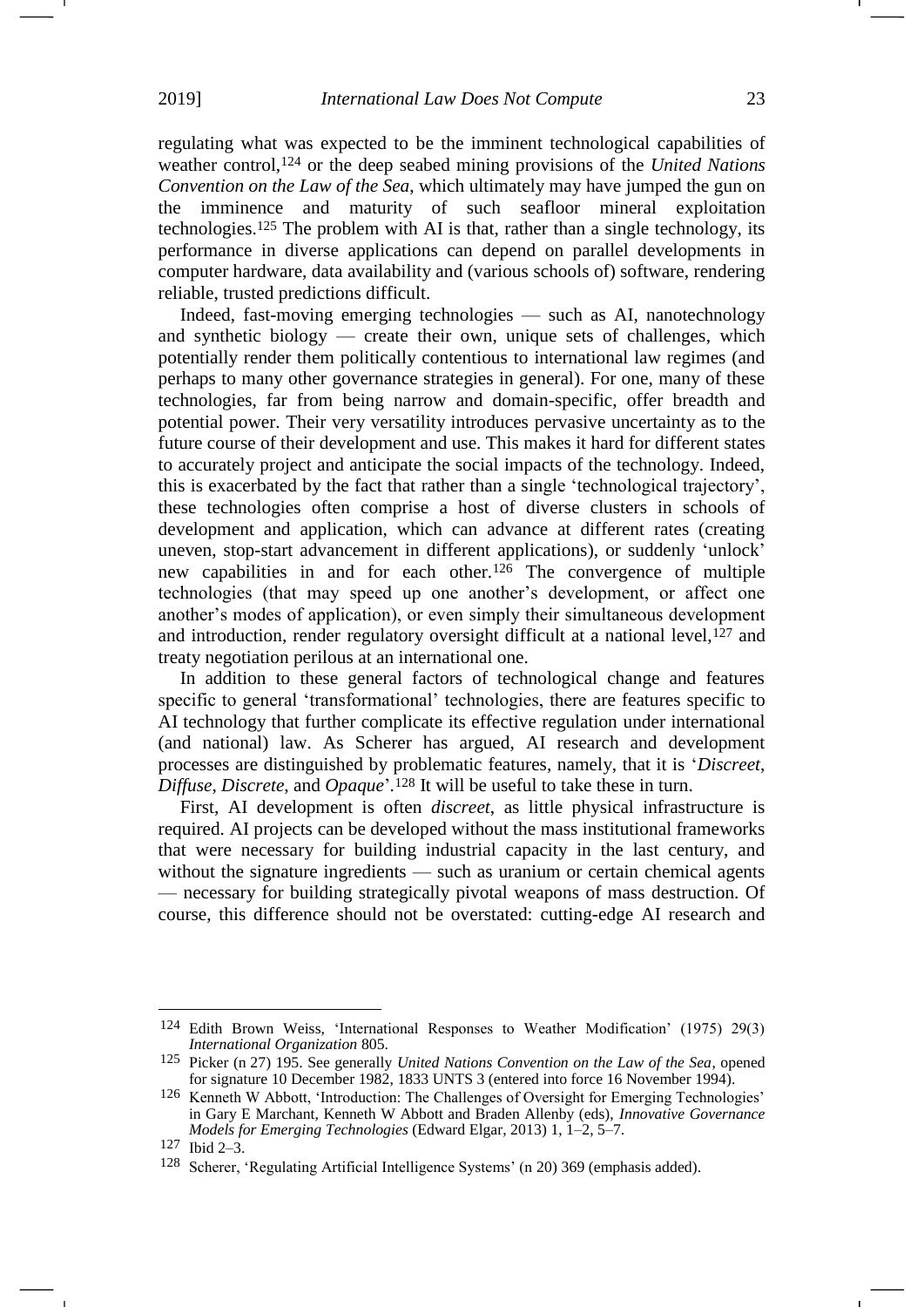regulating what was expected to be the imminent technological capabilities of weather control,[124] or the deep seabed mining provisions of the *United Nations Convention on the Law of the Sea*, which ultimately may have jumped the gun on the imminence and maturity of such seafloor mineral exploitation technologies.[125] The problem with AI is that, rather than a single technology, its performance in diverse applications can depend on parallel developments in computer hardware, data availability and (various schools of) software, rendering reliable, trusted predictions difficult.

Indeed, fast-moving emerging technologies — such as AI, nanotechnology and synthetic biology — create their own, unique sets of challenges, which potentially render them politically contentious to international law regimes (and perhaps to many other governance strategies in general). For one, many of these technologies, far from being narrow and domain-specific, offer breadth and potential power. Their very versatility introduces pervasive uncertainty as to the future course of their development and use. This makes it hard for different states to accurately project and anticipate the social impacts of the technology. Indeed, this is exacerbated by the fact that rather than a single 'technological trajectory', these technologies often comprise a host of diverse clusters in schools of development and application, which can advance at different rates (creating uneven, stop-start advancement in different applications), or suddenly 'unlock' new capabilities in and for each other.[126] The convergence of multiple technologies (that may speed up one another's development, or affect one another's modes of application), or even simply their simultaneous development and introduction, render regulatory oversight difficult at a national level,[127] and treaty negotiation perilous at an international one.

In addition to these general factors of technological change and features specific to general 'transformational' technologies, there are features specific to AI technology that further complicate its effective regulation under international (and national) law. As Scherer has argued, AI research and development processes are distinguished by problematic features, namely, that it is '*Discreet*, *Diffuse*, *Discrete*, and *Opaque*'.[128] It will be useful to take these in turn.

First, AI development is often *discreet*, as little physical infrastructure is required. AI projects can be developed without the mass institutional frameworks that were necessary for building industrial capacity in the last century, and without the signature ingredients — such as uranium or certain chemical agents — necessary for building strategically pivotal weapons of mass destruction. Of course, this difference should not be overstated: cutting-edge AI research and

---

[124] Edith Brown Weiss, 'International Responses to Weather Modification' (1975) 29(3) *International Organization* 805.

[125] Picker (n 27) 195. See generally *United Nations Convention on the Law of the Sea*, opened for signature 10 December 1982, 1833 UNTS 3 (entered into force 16 November 1994).

[126] Kenneth W Abbott, 'Introduction: The Challenges of Oversight for Emerging Technologies' in Gary E Marchant, Kenneth W Abbott and Braden Allenby (eds), *Innovative Governance Models for Emerging Technologies* (Edward Elgar, 2013) 1, 1–2, 5–7.

[127] Ibid 2–3.

[128] Scherer, 'Regulating Artificial Intelligence Systems' (n 20) 369 (emphasis added).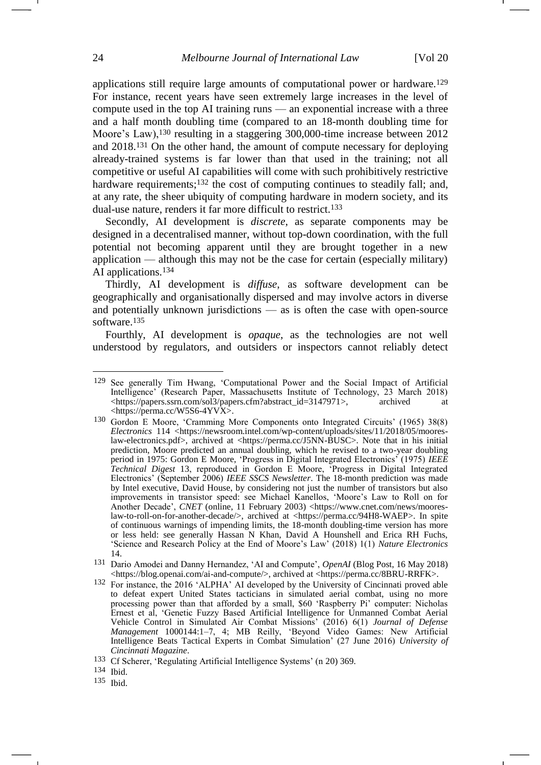applications still require large amounts of computational power or hardware.[129] For instance, recent years have seen extremely large increases in the level of compute used in the top AI training runs — an exponential increase with a three and a half month doubling time (compared to an 18-month doubling time for Moore's Law),[130] resulting in a staggering 300,000-time increase between 2012 and 2018.[131] On the other hand, the amount of compute necessary for deploying already-trained systems is far lower than that used in the training; not all competitive or useful AI capabilities will come with such prohibitively restrictive hardware requirements;[132] the cost of computing continues to steadily fall; and, at any rate, the sheer ubiquity of computing hardware in modern society, and its dual-use nature, renders it far more difficult to restrict.[133]

Secondly, AI development is *discrete*, as separate components may be designed in a decentralised manner, without top-down coordination, with the full potential not becoming apparent until they are brought together in a new application — although this may not be the case for certain (especially military) AI applications.[134]

Thirdly, AI development is *diffuse*, as software development can be geographically and organisationally dispersed and may involve actors in diverse and potentially unknown jurisdictions — as is often the case with open-source software.[135]

Fourthly, AI development is *opaque*, as the technologies are not well understood by regulators, and outsiders or inspectors cannot reliably detect

---

[129] See generally Tim Hwang, 'Computational Power and the Social Impact of Artificial Intelligence' (Research Paper, Massachusetts Institute of Technology, 23 March 2018) <https://papers.ssrn.com/sol3/papers.cfm?abstract_id=3147971>, archived at <https://perma.cc/W5S6-4YVX>.

[130] Gordon E Moore, 'Cramming More Components onto Integrated Circuits' (1965) 38(8) *Electronics* 114 <https://newsroom.intel.com/wp-content/uploads/sites/11/2018/05/moores-law-electronics.pdf>, archived at <https://perma.cc/J5NN-BUSC>. Note that in his initial prediction, Moore predicted an annual doubling, which he revised to a two-year doubling period in 1975: Gordon E Moore, 'Progress in Digital Integrated Electronics' (1975) *IEEE Technical Digest* 13, reproduced in Gordon E Moore, 'Progress in Digital Integrated Electronics' (September 2006) *IEEE SSCS Newsletter*. The 18-month prediction was made by Intel executive, David House, by considering not just the number of transistors but also improvements in transistor speed: see Michael Kanellos, 'Moore's Law to Roll on for Another Decade', *CNET* (online, 11 February 2003) <https://www.cnet.com/news/moores-law-to-roll-on-for-another-decade/>, archived at <https://perma.cc/94H8-WAEP>. In spite of continuous warnings of impending limits, the 18-month doubling-time version has more or less held: see generally Hassan N Khan, David A Hounshell and Erica RH Fuchs, 'Science and Research Policy at the End of Moore's Law' (2018) 1(1) *Nature Electronics* 14.

[131] Dario Amodei and Danny Hernandez, 'AI and Compute', *OpenAI* (Blog Post, 16 May 2018) <https://blog.openai.com/ai-and-compute/>, archived at <https://perma.cc/8BRU-RRFK>.

[132] For instance, the 2016 'ALPHA' AI developed by the University of Cincinnati proved able to defeat expert United States tacticians in simulated aerial combat, using no more processing power than that afforded by a small, $60 'Raspberry Pi' computer: Nicholas Ernest et al, 'Genetic Fuzzy Based Artificial Intelligence for Unmanned Combat Aerial Vehicle Control in Simulated Air Combat Missions' (2016) 6(1) *Journal of Defense Management* 1000144:1–7, 4; MB Reilly, 'Beyond Video Games: New Artificial Intelligence Beats Tactical Experts in Combat Simulation' (27 June 2016) *University of Cincinnati Magazine*.

[133] Cf Scherer, 'Regulating Artificial Intelligence Systems' (n 20) 369.

[134] Ibid.

[135] Ibid.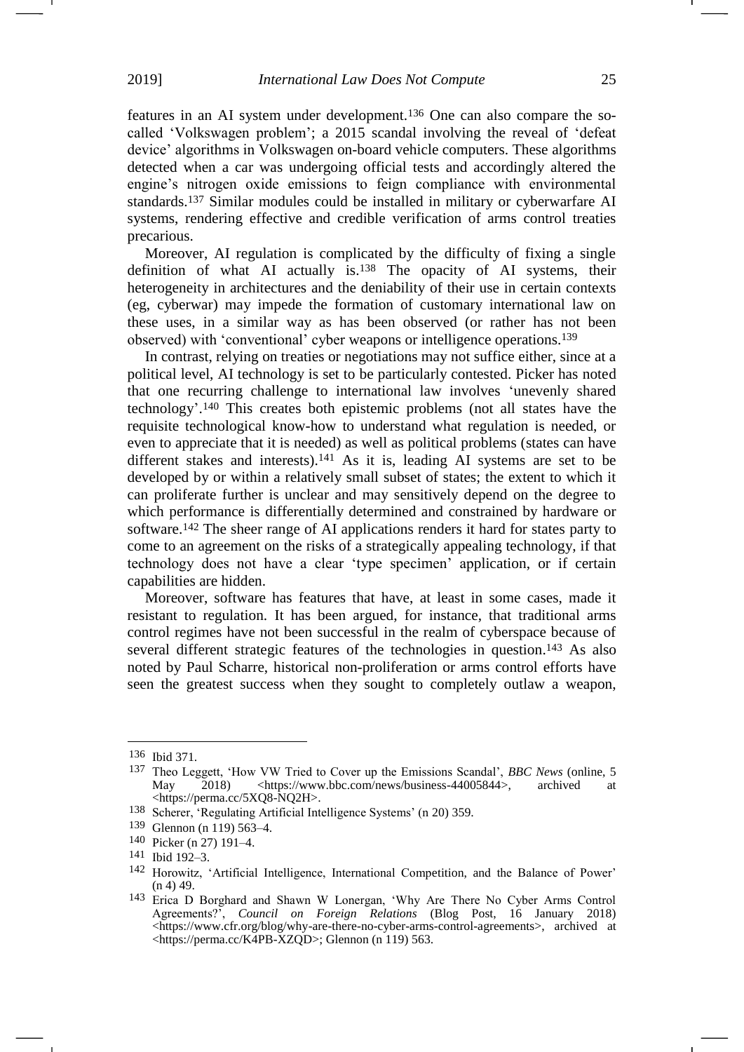features in an AI system under development.[136] One can also compare the so-called 'Volkswagen problem'; a 2015 scandal involving the reveal of 'defeat device' algorithms in Volkswagen on-board vehicle computers. These algorithms detected when a car was undergoing official tests and accordingly altered the engine's nitrogen oxide emissions to feign compliance with environmental standards.[137] Similar modules could be installed in military or cyberwarfare AI systems, rendering effective and credible verification of arms control treaties precarious.

Moreover, AI regulation is complicated by the difficulty of fixing a single definition of what AI actually is.[138] The opacity of AI systems, their heterogeneity in architectures and the deniability of their use in certain contexts (eg, cyberwar) may impede the formation of customary international law on these uses, in a similar way as has been observed (or rather has not been observed) with 'conventional' cyber weapons or intelligence operations.[139]

In contrast, relying on treaties or negotiations may not suffice either, since at a political level, AI technology is set to be particularly contested. Picker has noted that one recurring challenge to international law involves 'unevenly shared technology'.[140] This creates both epistemic problems (not all states have the requisite technological know-how to understand what regulation is needed, or even to appreciate that it is needed) as well as political problems (states can have different stakes and interests).[141] As it is, leading AI systems are set to be developed by or within a relatively small subset of states; the extent to which it can proliferate further is unclear and may sensitively depend on the degree to which performance is differentially determined and constrained by hardware or software.[142] The sheer range of AI applications renders it hard for states party to come to an agreement on the risks of a strategically appealing technology, if that technology does not have a clear 'type specimen' application, or if certain capabilities are hidden.

Moreover, software has features that have, at least in some cases, made it resistant to regulation. It has been argued, for instance, that traditional arms control regimes have not been successful in the realm of cyberspace because of several different strategic features of the technologies in question.[143] As also noted by Paul Scharre, historical non-proliferation or arms control efforts have seen the greatest success when they sought to completely outlaw a weapon,

---

[136] Ibid 371.

[137] Theo Leggett, 'How VW Tried to Cover up the Emissions Scandal', *BBC News* (online, 5 May 2018) <https://www.bbc.com/news/business-44005844>, archived at <https://perma.cc/5XQ8-NQ2H>.

[138] Scherer, 'Regulating Artificial Intelligence Systems' (n 20) 359.

[139] Glennon (n 119) 563–4.

[140] Picker (n 27) 191–4.

[141] Ibid 192–3.

[142] Horowitz, 'Artificial Intelligence, International Competition, and the Balance of Power' (n 4) 49.

[143] Erica D Borghard and Shawn W Lonergan, 'Why Are There No Cyber Arms Control Agreements?', *Council on Foreign Relations* (Blog Post, 16 January 2018) <https://www.cfr.org/blog/why-are-there-no-cyber-arms-control-agreements>, archived at <https://perma.cc/K4PB-XZQD>; Glennon (n 119) 563.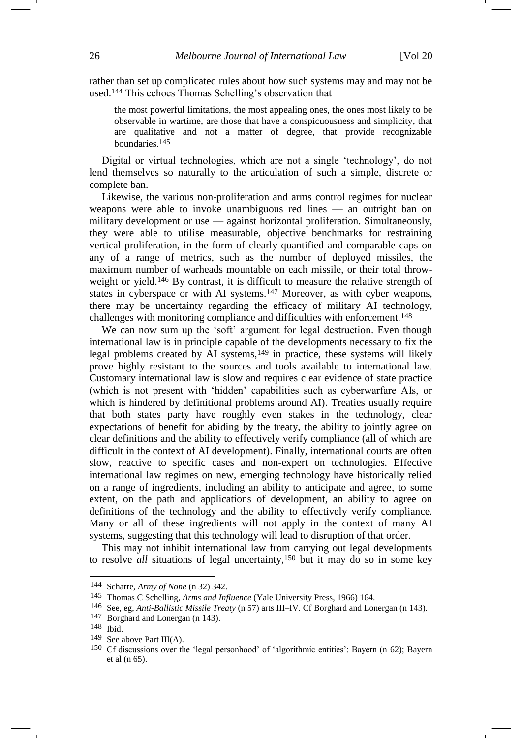rather than set up complicated rules about how such systems may and may not be used.[144] This echoes Thomas Schelling's observation that

> the most powerful limitations, the most appealing ones, the ones most likely to be observable in wartime, are those that have a conspicuousness and simplicity, that are qualitative and not a matter of degree, that provide recognizable boundaries.[145]

Digital or virtual technologies, which are not a single 'technology', do not lend themselves so naturally to the articulation of such a simple, discrete or complete ban.

Likewise, the various non-proliferation and arms control regimes for nuclear weapons were able to invoke unambiguous red lines — an outright ban on military development or use — against horizontal proliferation. Simultaneously, they were able to utilise measurable, objective benchmarks for restraining vertical proliferation, in the form of clearly quantified and comparable caps on any of a range of metrics, such as the number of deployed missiles, the maximum number of warheads mountable on each missile, or their total throw-weight or yield.[146] By contrast, it is difficult to measure the relative strength of states in cyberspace or with AI systems.[147] Moreover, as with cyber weapons, there may be uncertainty regarding the efficacy of military AI technology, challenges with monitoring compliance and difficulties with enforcement.[148]

We can now sum up the 'soft' argument for legal destruction. Even though international law is in principle capable of the developments necessary to fix the legal problems created by AI systems,[149] in practice, these systems will likely prove highly resistant to the sources and tools available to international law. Customary international law is slow and requires clear evidence of state practice (which is not present with 'hidden' capabilities such as cyberwarfare AIs, or which is hindered by definitional problems around AI). Treaties usually require that both states party have roughly even stakes in the technology, clear expectations of benefit for abiding by the treaty, the ability to jointly agree on clear definitions and the ability to effectively verify compliance (all of which are difficult in the context of AI development). Finally, international courts are often slow, reactive to specific cases and non-expert on technologies. Effective international law regimes on new, emerging technology have historically relied on a range of ingredients, including an ability to anticipate and agree, to some extent, on the path and applications of development, an ability to agree on definitions of the technology and the ability to effectively verify compliance. Many or all of these ingredients will not apply in the context of many AI systems, suggesting that this technology will lead to disruption of that order.

This may not inhibit international law from carrying out legal developments to resolve *all* situations of legal uncertainty,[150] but it may do so in some key

---

144 Scharre, *Army of None* (n 32) 342.

145 Thomas C Schelling, *Arms and Influence* (Yale University Press, 1966) 164.

146 See, eg, *Anti-Ballistic Missile Treaty* (n 57) arts III–IV. Cf Borghard and Lonergan (n 143).

147 Borghard and Lonergan (n 143).

148 Ibid.

149 See above Part III(A).

150 Cf discussions over the 'legal personhood' of 'algorithmic entities': Bayern (n 62); Bayern et al (n 65).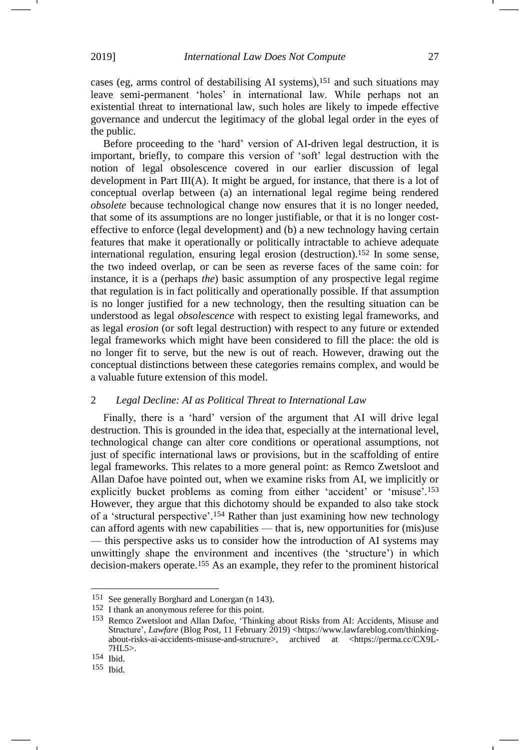cases (eg, arms control of destabilising AI systems),[151] and such situations may leave semi-permanent 'holes' in international law. While perhaps not an existential threat to international law, such holes are likely to impede effective governance and undercut the legitimacy of the global legal order in the eyes of the public.

Before proceeding to the 'hard' version of AI-driven legal destruction, it is important, briefly, to compare this version of 'soft' legal destruction with the notion of legal obsolescence covered in our earlier discussion of legal development in Part III(A). It might be argued, for instance, that there is a lot of conceptual overlap between (a) an international legal regime being rendered *obsolete* because technological change now ensures that it is no longer needed, that some of its assumptions are no longer justifiable, or that it is no longer cost-effective to enforce (legal development) and (b) a new technology having certain features that make it operationally or politically intractable to achieve adequate international regulation, ensuring legal erosion (destruction).[152] In some sense, the two indeed overlap, or can be seen as reverse faces of the same coin: for instance, it is a (perhaps *the*) basic assumption of any prospective legal regime that regulation is in fact politically and operationally possible. If that assumption is no longer justified for a new technology, then the resulting situation can be understood as legal *obsolescence* with respect to existing legal frameworks, and as legal *erosion* (or soft legal destruction) with respect to any future or extended legal frameworks which might have been considered to fill the place: the old is no longer fit to serve, but the new is out of reach. However, drawing out the conceptual distinctions between these categories remains complex, and would be a valuable future extension of this model.

### 2 *Legal Decline: AI as Political Threat to International Law*

Finally, there is a 'hard' version of the argument that AI will drive legal destruction. This is grounded in the idea that, especially at the international level, technological change can alter core conditions or operational assumptions, not just of specific international laws or provisions, but in the scaffolding of entire legal frameworks. This relates to a more general point: as Remco Zwetsloot and Allan Dafoe have pointed out, when we examine risks from AI, we implicitly or explicitly bucket problems as coming from either 'accident' or 'misuse'.[153] However, they argue that this dichotomy should be expanded to also take stock of a 'structural perspective'.[154] Rather than just examining how new technology can afford agents with new capabilities — that is, new opportunities for (mis)use — this perspective asks us to consider how the introduction of AI systems may unwittingly shape the environment and incentives (the 'structure') in which decision-makers operate.[155] As an example, they refer to the prominent historical

---

151 See generally Borghard and Lonergan (n 143).

152 I thank an anonymous referee for this point.

153 Remco Zwetsloot and Allan Dafoe, 'Thinking about Risks from AI: Accidents, Misuse and Structure', *Lawfare* (Blog Post, 11 February 2019) <https://www.lawfareblog.com/thinking-about-risks-ai-accidents-misuse-and-structure>, archived at <https://perma.cc/CX9L-7HL5>.

154 Ibid.

155 Ibid.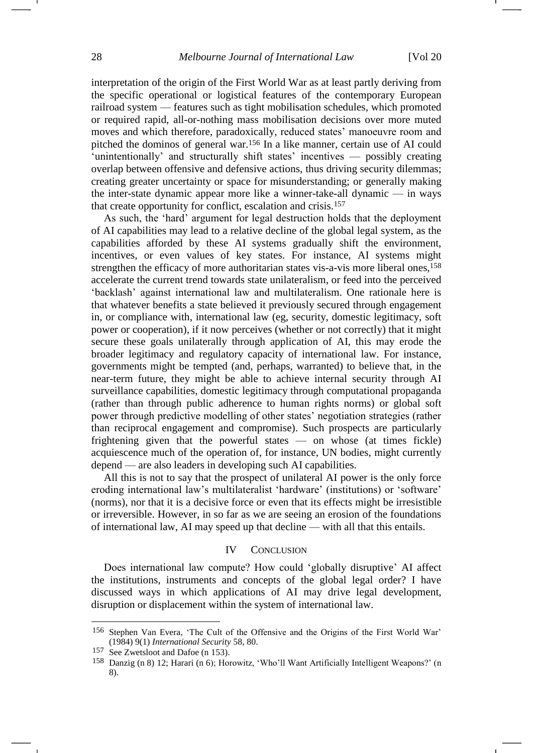interpretation of the origin of the First World War as at least partly deriving from the specific operational or logistical features of the contemporary European railroad system — features such as tight mobilisation schedules, which promoted or required rapid, all-or-nothing mass mobilisation decisions over more muted moves and which therefore, paradoxically, reduced states' manoeuvre room and pitched the dominos of general war.[156] In a like manner, certain use of AI could 'unintentionally' and structurally shift states' incentives — possibly creating overlap between offensive and defensive actions, thus driving security dilemmas; creating greater uncertainty or space for misunderstanding; or generally making the inter-state dynamic appear more like a winner-take-all dynamic — in ways that create opportunity for conflict, escalation and crisis.[157]

As such, the 'hard' argument for legal destruction holds that the deployment of AI capabilities may lead to a relative decline of the global legal system, as the capabilities afforded by these AI systems gradually shift the environment, incentives, or even values of key states. For instance, AI systems might strengthen the efficacy of more authoritarian states vis-a-vis more liberal ones,[158] accelerate the current trend towards state unilateralism, or feed into the perceived 'backlash' against international law and multilateralism. One rationale here is that whatever benefits a state believed it previously secured through engagement in, or compliance with, international law (eg, security, domestic legitimacy, soft power or cooperation), if it now perceives (whether or not correctly) that it might secure these goals unilaterally through application of AI, this may erode the broader legitimacy and regulatory capacity of international law. For instance, governments might be tempted (and, perhaps, warranted) to believe that, in the near-term future, they might be able to achieve internal security through AI surveillance capabilities, domestic legitimacy through computational propaganda (rather than through public adherence to human rights norms) or global soft power through predictive modelling of other states' negotiation strategies (rather than reciprocal engagement and compromise). Such prospects are particularly frightening given that the powerful states — on whose (at times fickle) acquiescence much of the operation of, for instance, UN bodies, might currently depend — are also leaders in developing such AI capabilities.

All this is not to say that the prospect of unilateral AI power is the only force eroding international law's multilateralist 'hardware' (institutions) or 'software' (norms), nor that it is a decisive force or even that its effects might be irresistible or irreversible. However, in so far as we are seeing an erosion of the foundations of international law, AI may speed up that decline — with all that this entails.

## IV Conclusion

Does international law compute? How could 'globally disruptive' AI affect the institutions, instruments and concepts of the global legal order? I have discussed ways in which applications of AI may drive legal development, disruption or displacement within the system of international law.

---

156 Stephen Van Evera, 'The Cult of the Offensive and the Origins of the First World War' (1984) 9(1) *International Security* 58, 80.

157 See Zwetsloot and Dafoe (n 153).

158 Danzig (n 8) 12; Harari (n 6); Horowitz, 'Who'll Want Artificially Intelligent Weapons?' (n 8).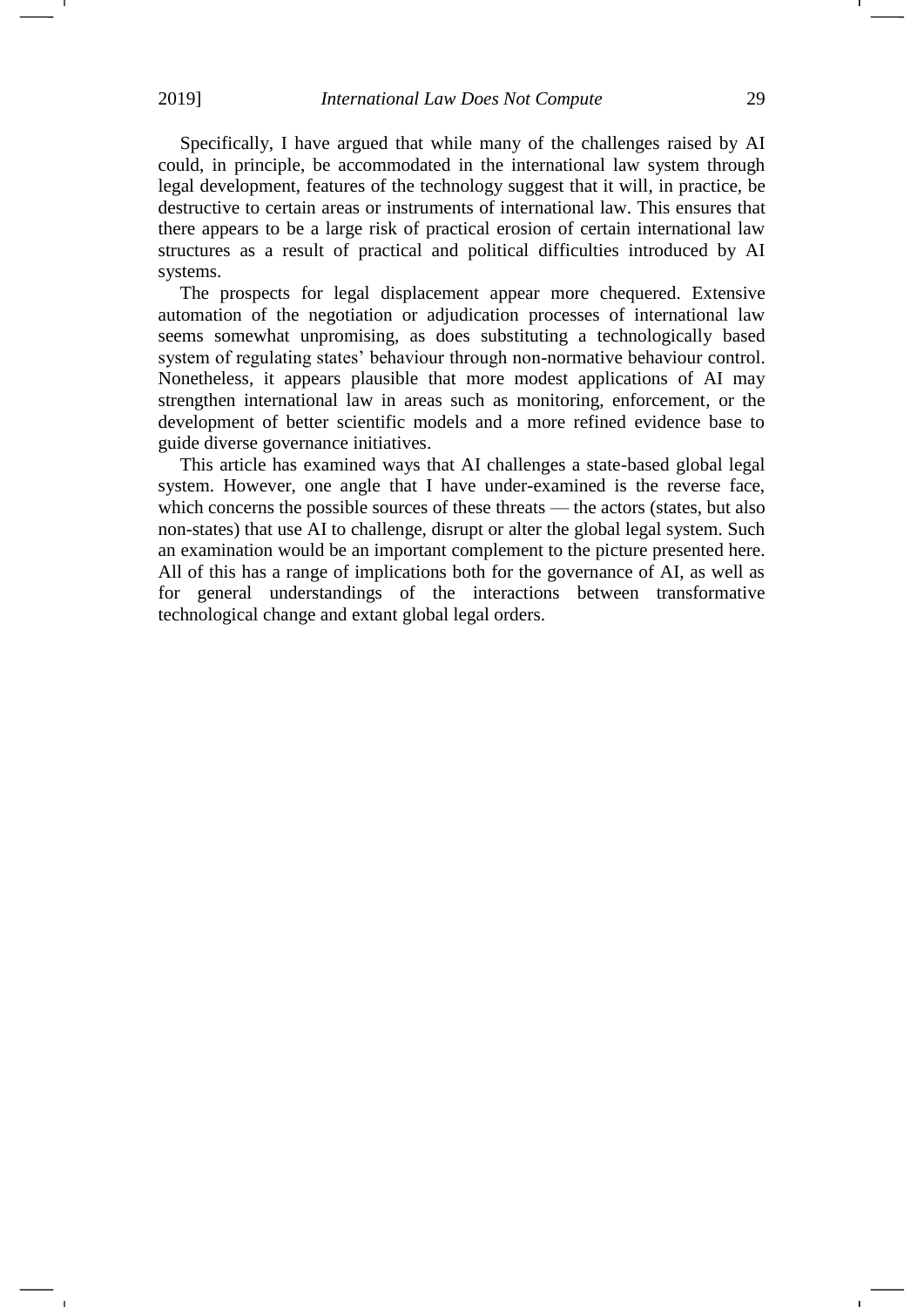Specifically, I have argued that while many of the challenges raised by AI could, in principle, be accommodated in the international law system through legal development, features of the technology suggest that it will, in practice, be destructive to certain areas or instruments of international law. This ensures that there appears to be a large risk of practical erosion of certain international law structures as a result of practical and political difficulties introduced by AI systems.

The prospects for legal displacement appear more chequered. Extensive automation of the negotiation or adjudication processes of international law seems somewhat unpromising, as does substituting a technologically based system of regulating states' behaviour through non-normative behaviour control. Nonetheless, it appears plausible that more modest applications of AI may strengthen international law in areas such as monitoring, enforcement, or the development of better scientific models and a more refined evidence base to guide diverse governance initiatives.

This article has examined ways that AI challenges a state-based global legal system. However, one angle that I have under-examined is the reverse face, which concerns the possible sources of these threats — the actors (states, but also non-states) that use AI to challenge, disrupt or alter the global legal system. Such an examination would be an important complement to the picture presented here. All of this has a range of implications both for the governance of AI, as well as for general understandings of the interactions between transformative technological change and extant global legal orders.